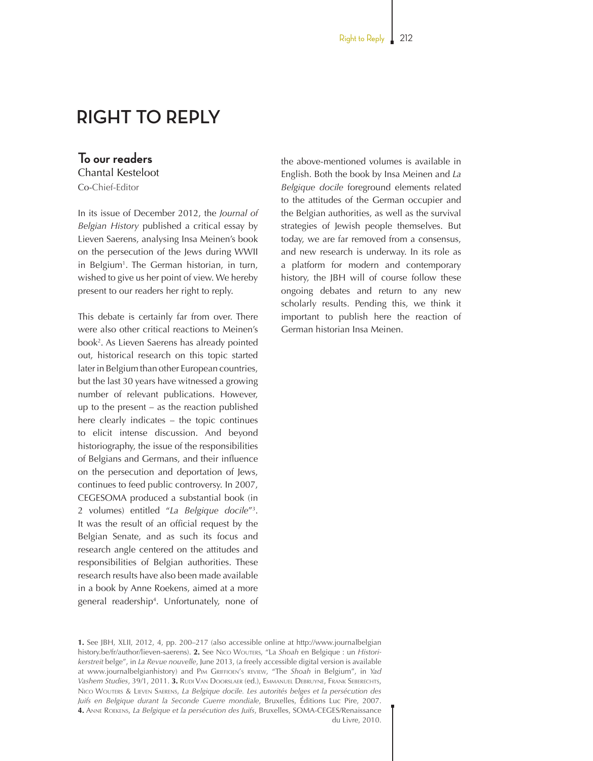# RIGHT TO REPLY

## To our readers

Chantal Kesteloot

Co-Chief-Editor

In its issue of December 2012, the *Journal of Belgian History* published a critical essay by Lieven Saerens, analysing Insa Meinen's book on the persecution of the Jews during WWII in Belgium[1]. The German historian, in turn, wished to give us her point of view. We hereby present to our readers her right to reply.

This debate is certainly far from over. There were also other critical reactions to Meinen's book[2]. As Lieven Saerens has already pointed out, historical research on this topic started later in Belgium than other European countries, but the last 30 years have witnessed a growing number of relevant publications. However, up to the present – as the reaction published here clearly indicates – the topic continues to elicit intense discussion. And beyond historiography, the issue of the responsibilities of Belgians and Germans, and their influence on the persecution and deportation of Jews, continues to feed public controversy. In 2007, CEGESOMA produced a substantial book (in 2 volumes) entitled "*La Belgique docile*"[3]. It was the result of an official request by the Belgian Senate, and as such its focus and research angle centered on the attitudes and responsibilities of Belgian authorities. These research results have also been made available in a book by Anne Roekens, aimed at a more general readership[4]. Unfortunately, none of the above-mentioned volumes is available in English. Both the book by Insa Meinen and *La Belgique docile* foreground elements related to the attitudes of the German occupier and the Belgian authorities, as well as the survival strategies of Jewish people themselves. But today, we are far removed from a consensus, and new research is underway. In its role as a platform for modern and contemporary history, the JBH will of course follow these ongoing debates and return to any new scholarly results. Pending this, we think it important to publish here the reaction of German historian Insa Meinen.

**1.** See JBH, XLII, 2012, 4, pp. 200–217 (also accessible online at http://www.journalbelgianhistory.be/fr/author/lieven-saerens). **2.** See Nico Wouters, "La *Shoah* en Belgique : un *Historikerstreit* belge", in *La Revue nouvelle*, June 2013, (a freely accessible digital version is available at www.journalbelgianhistory) and Pim Griffioen's review, "The *Shoah* in Belgium", in *Yad Vashem Studies*, 39/1, 2011. **3.** Rudi Van Doorslaer (ed.), Emmanuel Debruyne, Frank Seberechts, Nico Wouters & Lieven Saerens, *La Belgique docile. Les autorités belges et la persécution des Juifs en Belgique durant la Seconde Guerre mondiale*, Bruxelles, Éditions Luc Pire, 2007. **4.** Anne Roekens, *La Belgique et la persécution des Juifs*, Bruxelles, SOMA-CEGES/Renaissance du Livre, 2010.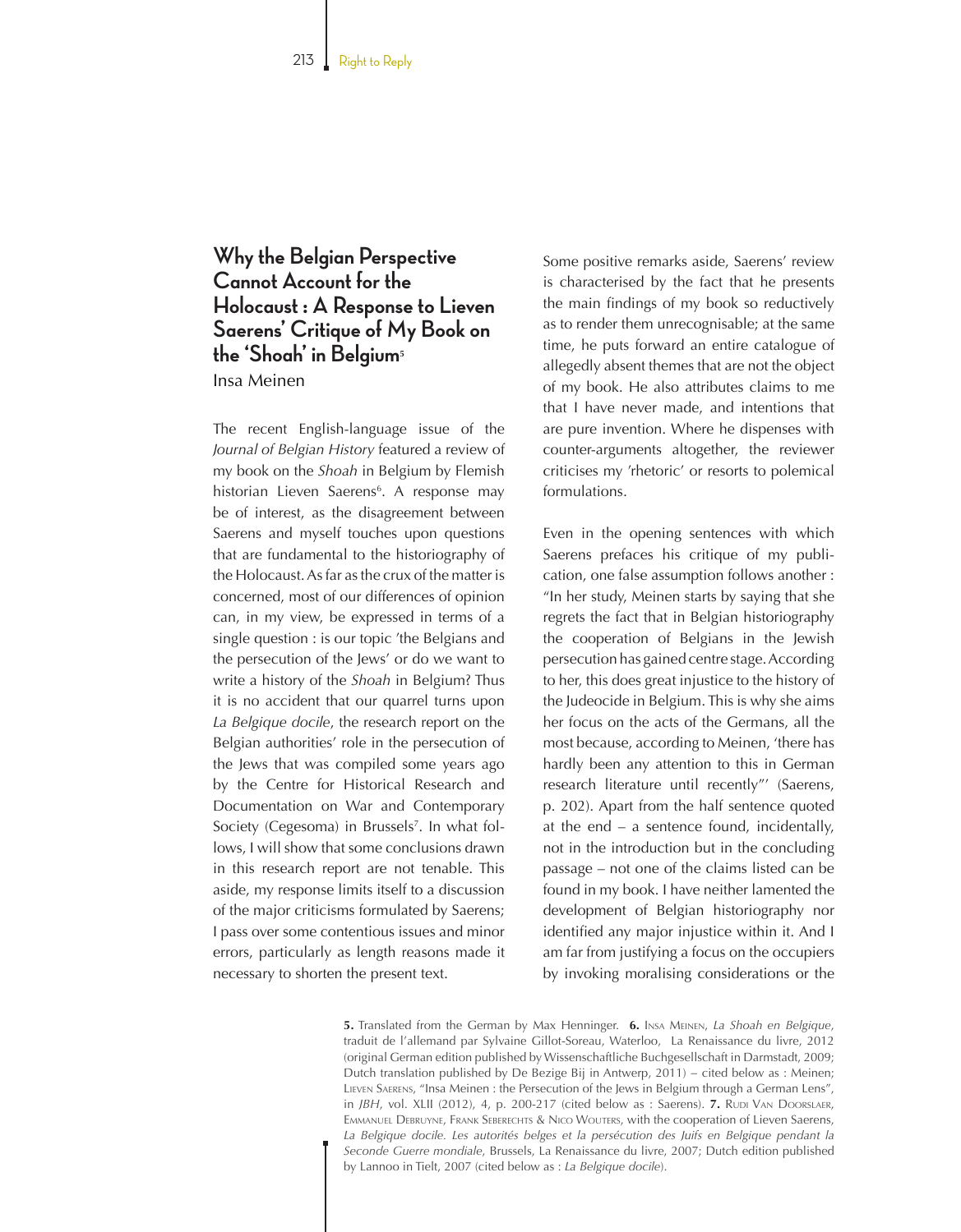## Why the Belgian Perspective Cannot Account for the Holocaust : A Response to Lieven Saerens' Critique of My Book on the 'Shoah' in Belgium[5]

Insa Meinen

The recent English-language issue of the *Journal of Belgian History* featured a review of my book on the *Shoah* in Belgium by Flemish historian Lieven Saerens[6]. A response may be of interest, as the disagreement between Saerens and myself touches upon questions that are fundamental to the historiography of the Holocaust. As far as the crux of the matter is concerned, most of our differences of opinion can, in my view, be expressed in terms of a single question : is our topic 'the Belgians and the persecution of the Jews' or do we want to write a history of the *Shoah* in Belgium? Thus it is no accident that our quarrel turns upon *La Belgique docile*, the research report on the Belgian authorities' role in the persecution of the Jews that was compiled some years ago by the Centre for Historical Research and Documentation on War and Contemporary Society (Cegesoma) in Brussels[7]. In what follows, I will show that some conclusions drawn in this research report are not tenable. This aside, my response limits itself to a discussion of the major criticisms formulated by Saerens; I pass over some contentious issues and minor errors, particularly as length reasons made it necessary to shorten the present text.

Some positive remarks aside, Saerens' review is characterised by the fact that he presents the main findings of my book so reductively as to render them unrecognisable; at the same time, he puts forward an entire catalogue of allegedly absent themes that are not the object of my book. He also attributes claims to me that I have never made, and intentions that are pure invention. Where he dispenses with counter-arguments altogether, the reviewer criticises my 'rhetoric' or resorts to polemical formulations.

Even in the opening sentences with which Saerens prefaces his critique of my publication, one false assumption follows another : "In her study, Meinen starts by saying that she regrets the fact that in Belgian historiography the cooperation of Belgians in the Jewish persecution has gained centre stage. According to her, this does great injustice to the history of the Judeocide in Belgium. This is why she aims her focus on the acts of the Germans, all the most because, according to Meinen, 'there has hardly been any attention to this in German research literature until recently"' (Saerens, p. 202). Apart from the half sentence quoted at the end – a sentence found, incidentally, not in the introduction but in the concluding passage – not one of the claims listed can be found in my book. I have neither lamented the development of Belgian historiography nor identified any major injustice within it. And I am far from justifying a focus on the occupiers by invoking moralising considerations or the

---

**5.** Translated from the German by Max Henninger. **6.** Insa Meinen, *La Shoah en Belgique*, traduit de l'allemand par Sylvaine Gillot-Soreau, Waterloo, La Renaissance du livre, 2012 (original German edition published by Wissenschaftliche Buchgesellschaft in Darmstadt, 2009; Dutch translation published by De Bezige Bij in Antwerp, 2011) – cited below as : Meinen; Lieven Saerens, "Insa Meinen : the Persecution of the Jews in Belgium through a German Lens", in *JBH*, vol. XLII (2012), 4, p. 200-217 (cited below as : Saerens). **7.** Rudi Van Doorslaer, Emmanuel Debruyne, Frank Seberechts & Nico Wouters, with the cooperation of Lieven Saerens, *La Belgique docile. Les autorités belges et la persécution des Juifs en Belgique pendant la Seconde Guerre mondiale*, Brussels, La Renaissance du livre, 2007; Dutch edition published by Lannoo in Tielt, 2007 (cited below as : *La Belgique docile*).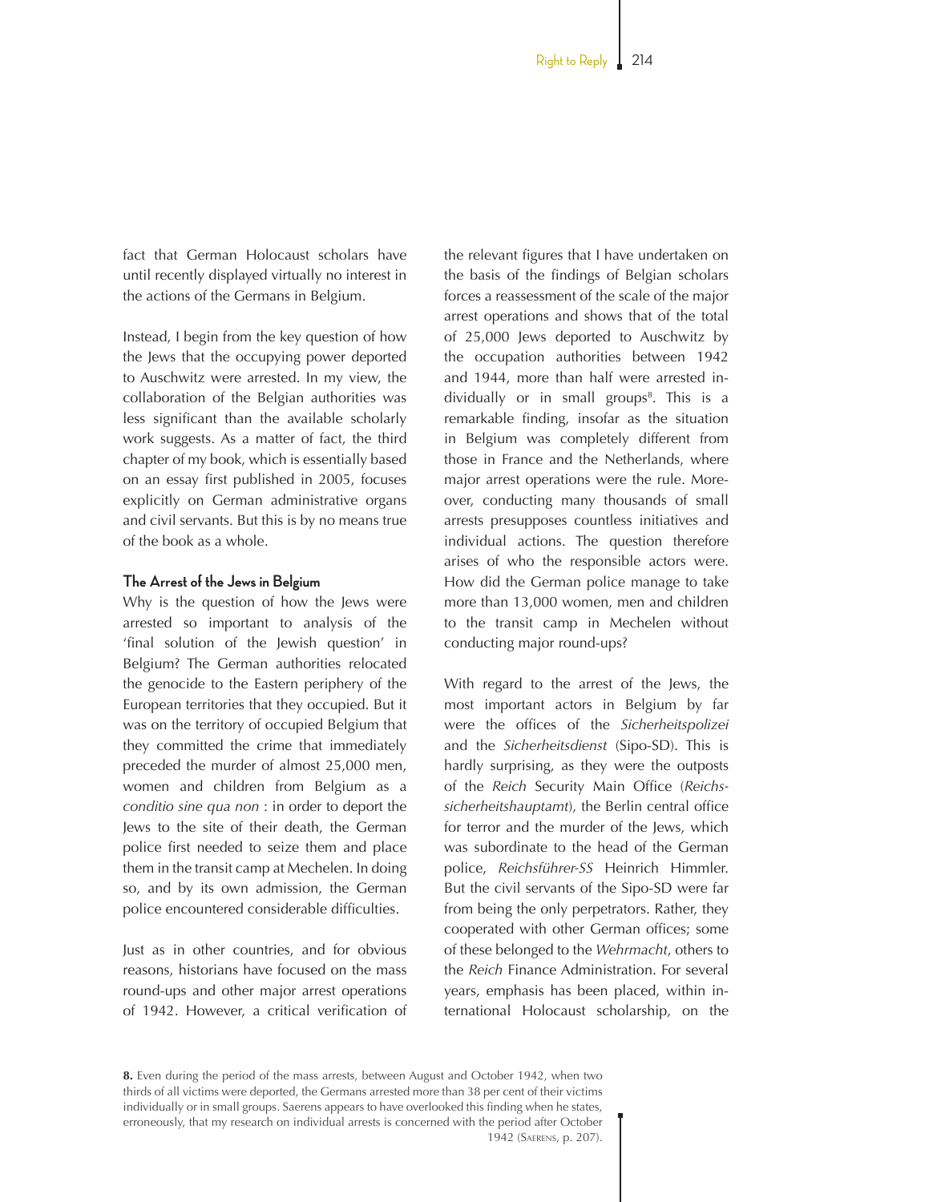fact that German Holocaust scholars have until recently displayed virtually no interest in the actions of the Germans in Belgium.

Instead, I begin from the key question of how the Jews that the occupying power deported to Auschwitz were arrested. In my view, the collaboration of the Belgian authorities was less significant than the available scholarly work suggests. As a matter of fact, the third chapter of my book, which is essentially based on an essay first published in 2005, focuses explicitly on German administrative organs and civil servants. But this is by no means true of the book as a whole.

### The Arrest of the Jews in Belgium

Why is the question of how the Jews were arrested so important to analysis of the 'final solution of the Jewish question' in Belgium? The German authorities relocated the genocide to the Eastern periphery of the European territories that they occupied. But it was on the territory of occupied Belgium that they committed the crime that immediately preceded the murder of almost 25,000 men, women and children from Belgium as a *conditio sine qua non* : in order to deport the Jews to the site of their death, the German police first needed to seize them and place them in the transit camp at Mechelen. In doing so, and by its own admission, the German police encountered considerable difficulties.

Just as in other countries, and for obvious reasons, historians have focused on the mass round-ups and other major arrest operations of 1942. However, a critical verification of the relevant figures that I have undertaken on the basis of the findings of Belgian scholars forces a reassessment of the scale of the major arrest operations and shows that of the total of 25,000 Jews deported to Auschwitz by the occupation authorities between 1942 and 1944, more than half were arrested individually or in small groups[8]. This is a remarkable finding, insofar as the situation in Belgium was completely different from those in France and the Netherlands, where major arrest operations were the rule. Moreover, conducting many thousands of small arrests presupposes countless initiatives and individual actions. The question therefore arises of who the responsible actors were. How did the German police manage to take more than 13,000 women, men and children to the transit camp in Mechelen without conducting major round-ups?

With regard to the arrest of the Jews, the most important actors in Belgium by far were the offices of the *Sicherheitspolizei* and the *Sicherheitsdienst* (Sipo-SD). This is hardly surprising, as they were the outposts of the *Reich* Security Main Office (*Reichssicherheitshauptamt*), the Berlin central office for terror and the murder of the Jews, which was subordinate to the head of the German police, *Reichsführer-SS* Heinrich Himmler. But the civil servants of the Sipo-SD were far from being the only perpetrators. Rather, they cooperated with other German offices; some of these belonged to the *Wehrmacht*, others to the *Reich* Finance Administration. For several years, emphasis has been placed, within international Holocaust scholarship, on the

**8.** Even during the period of the mass arrests, between August and October 1942, when two thirds of all victims were deported, the Germans arrested more than 38 per cent of their victims individually or in small groups. Saerens appears to have overlooked this finding when he states, erroneously, that my research on individual arrests is concerned with the period after October 1942 (Saerens, p. 207).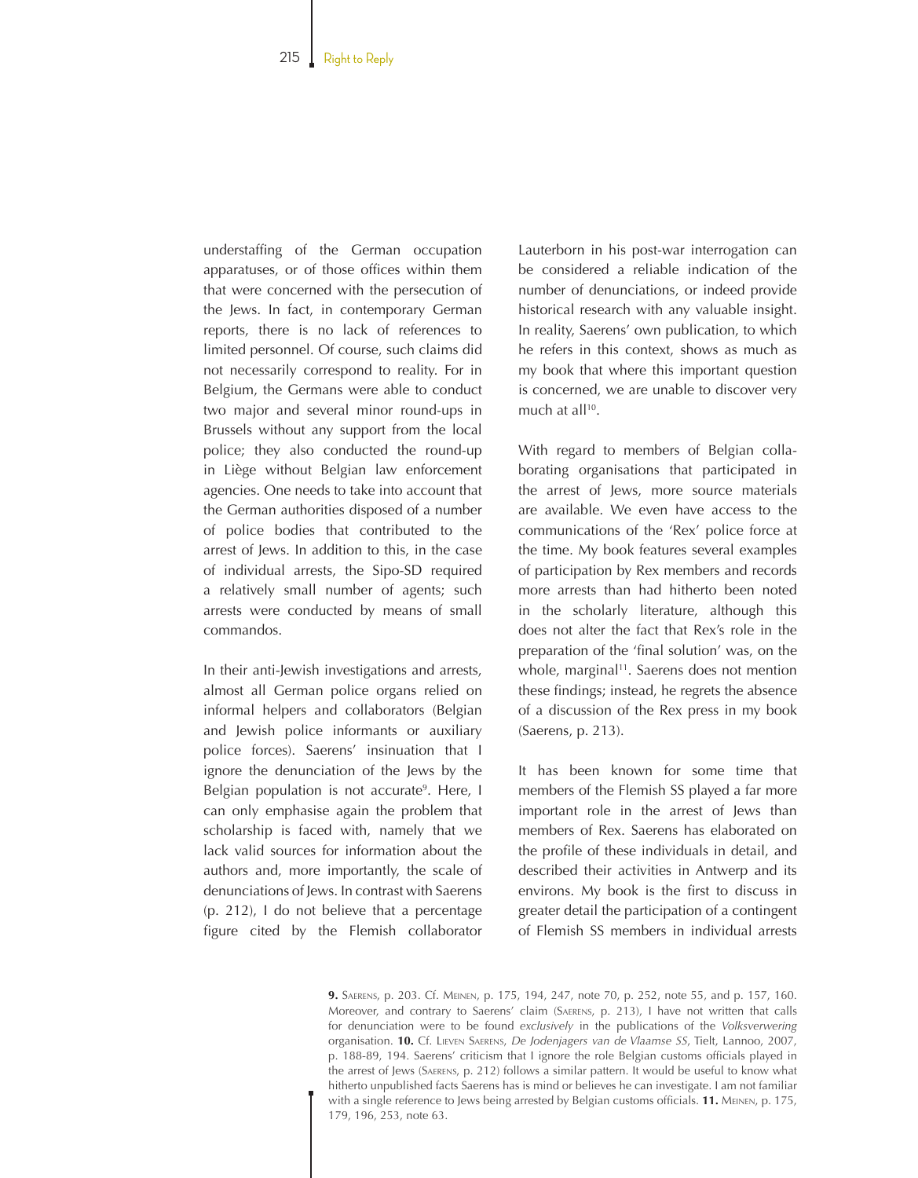understaffing of the German occupation apparatuses, or of those offices within them that were concerned with the persecution of the Jews. In fact, in contemporary German reports, there is no lack of references to limited personnel. Of course, such claims did not necessarily correspond to reality. For in Belgium, the Germans were able to conduct two major and several minor round-ups in Brussels without any support from the local police; they also conducted the round-up in Liège without Belgian law enforcement agencies. One needs to take into account that the German authorities disposed of a number of police bodies that contributed to the arrest of Jews. In addition to this, in the case of individual arrests, the Sipo-SD required a relatively small number of agents; such arrests were conducted by means of small commandos.

In their anti-Jewish investigations and arrests, almost all German police organs relied on informal helpers and collaborators (Belgian and Jewish police informants or auxiliary police forces). Saerens' insinuation that I ignore the denunciation of the Jews by the Belgian population is not accurate[9]. Here, I can only emphasise again the problem that scholarship is faced with, namely that we lack valid sources for information about the authors and, more importantly, the scale of denunciations of Jews. In contrast with Saerens (p. 212), I do not believe that a percentage figure cited by the Flemish collaborator Lauterborn in his post-war interrogation can be considered a reliable indication of the number of denunciations, or indeed provide historical research with any valuable insight. In reality, Saerens' own publication, to which he refers in this context, shows as much as my book that where this important question is concerned, we are unable to discover very much at all[10].

With regard to members of Belgian collaborating organisations that participated in the arrest of Jews, more source materials are available. We even have access to the communications of the 'Rex' police force at the time. My book features several examples of participation by Rex members and records more arrests than had hitherto been noted in the scholarly literature, although this does not alter the fact that Rex's role in the preparation of the 'final solution' was, on the whole, marginal[11]. Saerens does not mention these findings; instead, he regrets the absence of a discussion of the Rex press in my book (Saerens, p. 213).

It has been known for some time that members of the Flemish SS played a far more important role in the arrest of Jews than members of Rex. Saerens has elaborated on the profile of these individuals in detail, and described their activities in Antwerp and its environs. My book is the first to discuss in greater detail the participation of a contingent of Flemish SS members in individual arrests

**9.** Saerens, p. 203. Cf. Meinen, p. 175, 194, 247, note 70, p. 252, note 55, and p. 157, 160. Moreover, and contrary to Saerens' claim (Saerens, p. 213), I have not written that calls for denunciation were to be found *exclusively* in the publications of the *Volksverwering* organisation. **10.** Cf. Lieven Saerens, *De Jodenjagers van de Vlaamse SS*, Tielt, Lannoo, 2007, p. 188-89, 194. Saerens' criticism that I ignore the role Belgian customs officials played in the arrest of Jews (Saerens, p. 212) follows a similar pattern. It would be useful to know what hitherto unpublished facts Saerens has is mind or believes he can investigate. I am not familiar with a single reference to Jews being arrested by Belgian customs officials. **11.** Meinen, p. 175, 179, 196, 253, note 63.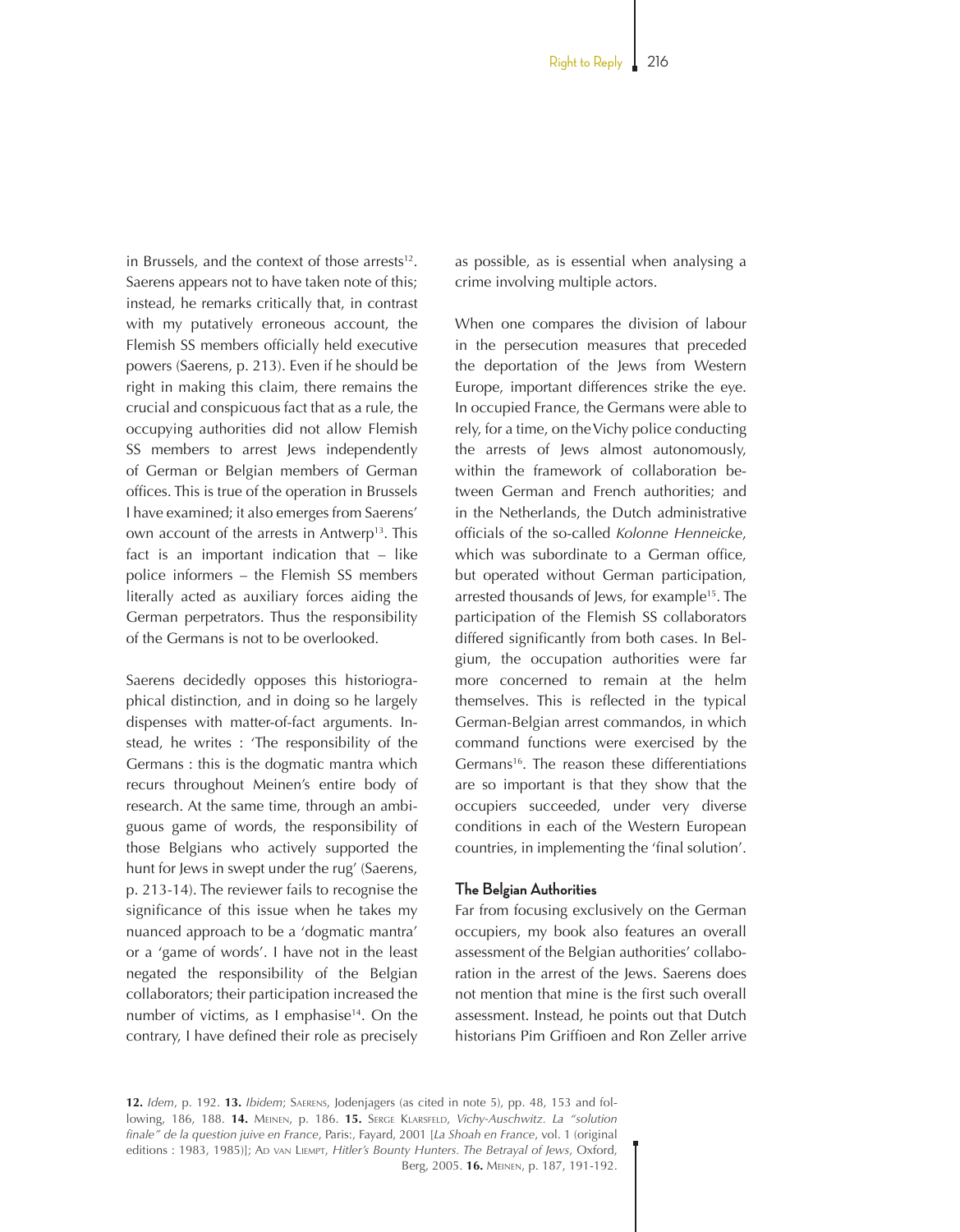in Brussels, and the context of those arrests[12]. Saerens appears not to have taken note of this; instead, he remarks critically that, in contrast with my putatively erroneous account, the Flemish SS members officially held executive powers (Saerens, p. 213). Even if he should be right in making this claim, there remains the crucial and conspicuous fact that as a rule, the occupying authorities did not allow Flemish SS members to arrest Jews independently of German or Belgian members of German offices. This is true of the operation in Brussels I have examined; it also emerges from Saerens' own account of the arrests in Antwerp[13]. This fact is an important indication that – like police informers – the Flemish SS members literally acted as auxiliary forces aiding the German perpetrators. Thus the responsibility of the Germans is not to be overlooked.

Saerens decidedly opposes this historiographical distinction, and in doing so he largely dispenses with matter-of-fact arguments. Instead, he writes : 'The responsibility of the Germans : this is the dogmatic mantra which recurs throughout Meinen's entire body of research. At the same time, through an ambiguous game of words, the responsibility of those Belgians who actively supported the hunt for Jews in swept under the rug' (Saerens, p. 213-14). The reviewer fails to recognise the significance of this issue when he takes my nuanced approach to be a 'dogmatic mantra' or a 'game of words'. I have not in the least negated the responsibility of the Belgian collaborators; their participation increased the number of victims, as I emphasise[14]. On the contrary, I have defined their role as precisely as possible, as is essential when analysing a crime involving multiple actors.

When one compares the division of labour in the persecution measures that preceded the deportation of the Jews from Western Europe, important differences strike the eye. In occupied France, the Germans were able to rely, for a time, on the Vichy police conducting the arrests of Jews almost autonomously, within the framework of collaboration between German and French authorities; and in the Netherlands, the Dutch administrative officials of the so-called *Kolonne Henneicke*, which was subordinate to a German office, but operated without German participation, arrested thousands of Jews, for example[15]. The participation of the Flemish SS collaborators differed significantly from both cases. In Belgium, the occupation authorities were far more concerned to remain at the helm themselves. This is reflected in the typical German-Belgian arrest commandos, in which command functions were exercised by the Germans[16]. The reason these differentiations are so important is that they show that the occupiers succeeded, under very diverse conditions in each of the Western European countries, in implementing the 'final solution'.

### The Belgian Authorities

Far from focusing exclusively on the German occupiers, my book also features an overall assessment of the Belgian authorities' collaboration in the arrest of the Jews. Saerens does not mention that mine is the first such overall assessment. Instead, he points out that Dutch historians Pim Griffioen and Ron Zeller arrive

**12.** *Idem*, p. 192. **13.** *Ibidem*; Saerens, Jodenjagers (as cited in note 5), pp. 48, 153 and following, 186, 188. **14.** Meinen, p. 186. **15.** Serge Klarsfeld, *Vichy-Auschwitz. La "solution finale" de la question juive en France*, Paris:, Fayard, 2001 [*La Shoah en France*, vol. 1 (original editions : 1983, 1985)]; Ad van Liempt, *Hitler's Bounty Hunters. The Betrayal of Jews*, Oxford, Berg, 2005. **16.** Meinen, p. 187, 191-192.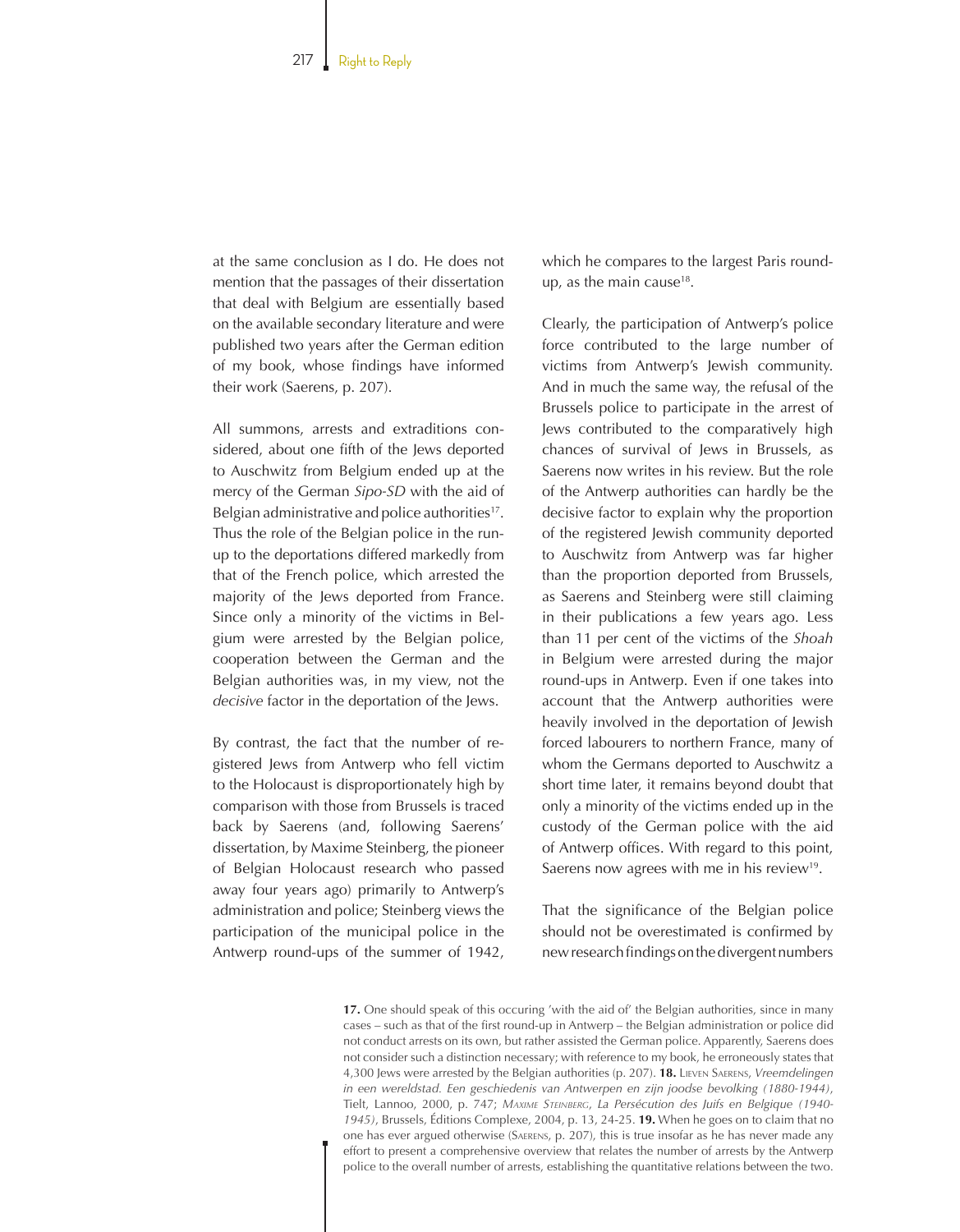at the same conclusion as I do. He does not mention that the passages of their dissertation that deal with Belgium are essentially based on the available secondary literature and were published two years after the German edition of my book, whose findings have informed their work (Saerens, p. 207).

All summons, arrests and extraditions considered, about one fifth of the Jews deported to Auschwitz from Belgium ended up at the mercy of the German *Sipo-SD* with the aid of Belgian administrative and police authorities[17]. Thus the role of the Belgian police in the run-up to the deportations differed markedly from that of the French police, which arrested the majority of the Jews deported from France. Since only a minority of the victims in Belgium were arrested by the Belgian police, cooperation between the German and the Belgian authorities was, in my view, not the *decisive* factor in the deportation of the Jews.

By contrast, the fact that the number of registered Jews from Antwerp who fell victim to the Holocaust is disproportionately high by comparison with those from Brussels is traced back by Saerens (and, following Saerens' dissertation, by Maxime Steinberg, the pioneer of Belgian Holocaust research who passed away four years ago) primarily to Antwerp's administration and police; Steinberg views the participation of the municipal police in the Antwerp round-ups of the summer of 1942, which he compares to the largest Paris round-up, as the main cause[18].

Clearly, the participation of Antwerp's police force contributed to the large number of victims from Antwerp's Jewish community. And in much the same way, the refusal of the Brussels police to participate in the arrest of Jews contributed to the comparatively high chances of survival of Jews in Brussels, as Saerens now writes in his review. But the role of the Antwerp authorities can hardly be the decisive factor to explain why the proportion of the registered Jewish community deported to Auschwitz from Antwerp was far higher than the proportion deported from Brussels, as Saerens and Steinberg were still claiming in their publications a few years ago. Less than 11 per cent of the victims of the *Shoah* in Belgium were arrested during the major round-ups in Antwerp. Even if one takes into account that the Antwerp authorities were heavily involved in the deportation of Jewish forced labourers to northern France, many of whom the Germans deported to Auschwitz a short time later, it remains beyond doubt that only a minority of the victims ended up in the custody of the German police with the aid of Antwerp offices. With regard to this point, Saerens now agrees with me in his review[19].

That the significance of the Belgian police should not be overestimated is confirmed by new research findings on the divergent numbers

**17.** One should speak of this occuring 'with the aid of' the Belgian authorities, since in many cases – such as that of the first round-up in Antwerp – the Belgian administration or police did not conduct arrests on its own, but rather assisted the German police. Apparently, Saerens does not consider such a distinction necessary; with reference to my book, he erroneously states that 4,300 Jews were arrested by the Belgian authorities (p. 207). **18.** Lieven Saerens, *Vreemdelingen in een wereldstad. Een geschiedenis van Antwerpen en zijn joodse bevolking (1880-1944)*, Tielt, Lannoo, 2000, p. 747; *Maxime Steinberg*, *La Persécution des Juifs en Belgique (1940-1945)*, Brussels, Éditions Complexe, 2004, p. 13, 24-25. **19.** When he goes on to claim that no one has ever argued otherwise (Saerens, p. 207), this is true insofar as he has never made any effort to present a comprehensive overview that relates the number of arrests by the Antwerp police to the overall number of arrests, establishing the quantitative relations between the two.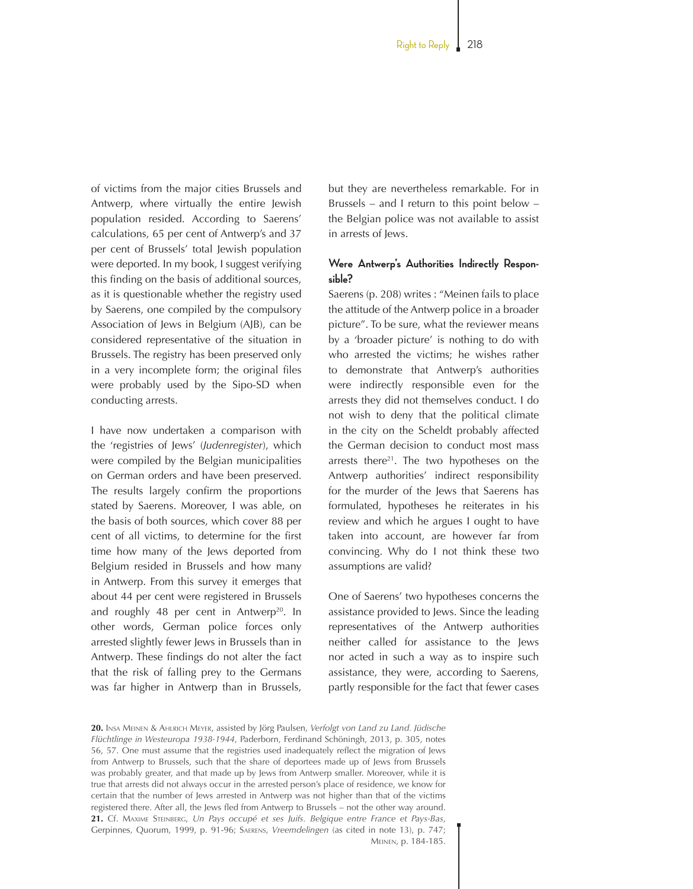of victims from the major cities Brussels and Antwerp, where virtually the entire Jewish population resided. According to Saerens' calculations, 65 per cent of Antwerp's and 37 per cent of Brussels' total Jewish population were deported. In my book, I suggest verifying this finding on the basis of additional sources, as it is questionable whether the registry used by Saerens, one compiled by the compulsory Association of Jews in Belgium (AJB), can be considered representative of the situation in Brussels. The registry has been preserved only in a very incomplete form; the original files were probably used by the Sipo-SD when conducting arrests.

I have now undertaken a comparison with the 'registries of Jews' (*Judenregister*), which were compiled by the Belgian municipalities on German orders and have been preserved. The results largely confirm the proportions stated by Saerens. Moreover, I was able, on the basis of both sources, which cover 88 per cent of all victims, to determine for the first time how many of the Jews deported from Belgium resided in Brussels and how many in Antwerp. From this survey it emerges that about 44 per cent were registered in Brussels and roughly 48 per cent in Antwerp[20]. In other words, German police forces only arrested slightly fewer Jews in Brussels than in Antwerp. These findings do not alter the fact that the risk of falling prey to the Germans was far higher in Antwerp than in Brussels, but they are nevertheless remarkable. For in Brussels – and I return to this point below – the Belgian police was not available to assist in arrests of Jews.

### Were Antwerp's Authorities Indirectly Responsible?

Saerens (p. 208) writes : "Meinen fails to place the attitude of the Antwerp police in a broader picture". To be sure, what the reviewer means by a 'broader picture' is nothing to do with who arrested the victims; he wishes rather to demonstrate that Antwerp's authorities were indirectly responsible even for the arrests they did not themselves conduct. I do not wish to deny that the political climate in the city on the Scheldt probably affected the German decision to conduct most mass arrests there[21]. The two hypotheses on the Antwerp authorities' indirect responsibility for the murder of the Jews that Saerens has formulated, hypotheses he reiterates in his review and which he argues I ought to have taken into account, are however far from convincing. Why do I not think these two assumptions are valid?

One of Saerens' two hypotheses concerns the assistance provided to Jews. Since the leading representatives of the Antwerp authorities neither called for assistance to the Jews nor acted in such a way as to inspire such assistance, they were, according to Saerens, partly responsible for the fact that fewer cases

---

**20.** Insa Meinen & Ahlrich Meyer, assisted by Jörg Paulsen, *Verfolgt von Land zu Land. Jüdische Flüchtlinge in Westeuropa 1938-1944*, Paderborn, Ferdinand Schöningh, 2013, p. 305, notes 56, 57. One must assume that the registries used inadequately reflect the migration of Jews from Antwerp to Brussels, such that the share of deportees made up of Jews from Brussels was probably greater, and that made up by Jews from Antwerp smaller. Moreover, while it is true that arrests did not always occur in the arrested person's place of residence, we know for certain that the number of Jews arrested in Antwerp was not higher than that of the victims registered there. After all, the Jews fled from Antwerp to Brussels – not the other way around.

**21.** Cf. Maxime Steinberg, *Un Pays occupé et ses Juifs. Belgique entre France et Pays-Bas*, Gerpinnes, Quorum, 1999, p. 91-96; Saerens, *Vreemdelingen* (as cited in note 13), p. 747; Meinen, p. 184-185.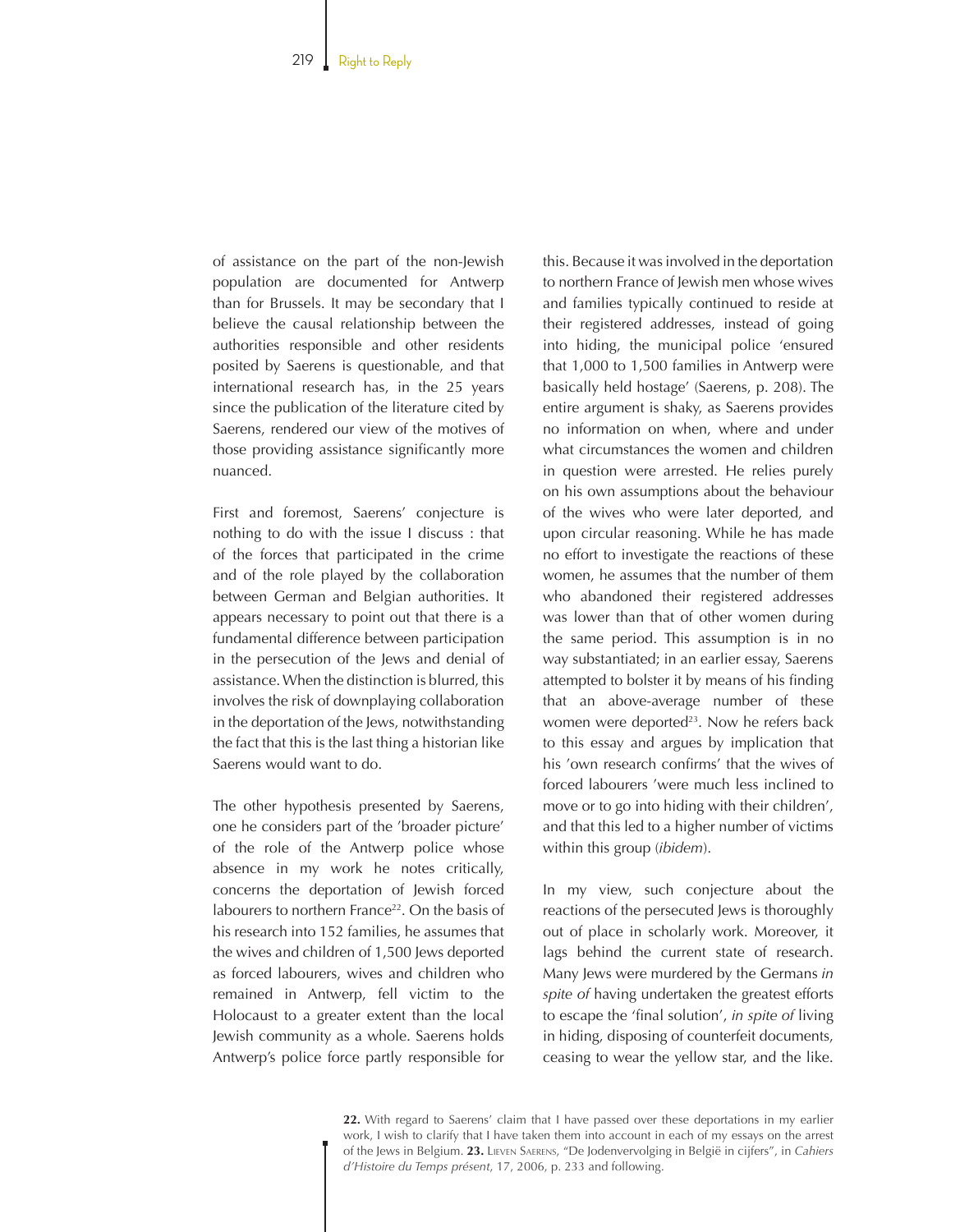of assistance on the part of the non-Jewish population are documented for Antwerp than for Brussels. It may be secondary that I believe the causal relationship between the authorities responsible and other residents posited by Saerens is questionable, and that international research has, in the 25 years since the publication of the literature cited by Saerens, rendered our view of the motives of those providing assistance significantly more nuanced.

First and foremost, Saerens' conjecture is nothing to do with the issue I discuss : that of the forces that participated in the crime and of the role played by the collaboration between German and Belgian authorities. It appears necessary to point out that there is a fundamental difference between participation in the persecution of the Jews and denial of assistance. When the distinction is blurred, this involves the risk of downplaying collaboration in the deportation of the Jews, notwithstanding the fact that this is the last thing a historian like Saerens would want to do.

The other hypothesis presented by Saerens, one he considers part of the 'broader picture' of the role of the Antwerp police whose absence in my work he notes critically, concerns the deportation of Jewish forced labourers to northern France[22]. On the basis of his research into 152 families, he assumes that the wives and children of 1,500 Jews deported as forced labourers, wives and children who remained in Antwerp, fell victim to the Holocaust to a greater extent than the local Jewish community as a whole. Saerens holds Antwerp's police force partly responsible for this. Because it was involved in the deportation to northern France of Jewish men whose wives and families typically continued to reside at their registered addresses, instead of going into hiding, the municipal police 'ensured that 1,000 to 1,500 families in Antwerp were basically held hostage' (Saerens, p. 208). The entire argument is shaky, as Saerens provides no information on when, where and under what circumstances the women and children in question were arrested. He relies purely on his own assumptions about the behaviour of the wives who were later deported, and upon circular reasoning. While he has made no effort to investigate the reactions of these women, he assumes that the number of them who abandoned their registered addresses was lower than that of other women during the same period. This assumption is in no way substantiated; in an earlier essay, Saerens attempted to bolster it by means of his finding that an above-average number of these women were deported[23]. Now he refers back to this essay and argues by implication that his 'own research confirms' that the wives of forced labourers 'were much less inclined to move or to go into hiding with their children', and that this led to a higher number of victims within this group (*ibidem*).

In my view, such conjecture about the reactions of the persecuted Jews is thoroughly out of place in scholarly work. Moreover, it lags behind the current state of research. Many Jews were murdered by the Germans *in spite of* having undertaken the greatest efforts to escape the 'final solution', *in spite of* living in hiding, disposing of counterfeit documents, ceasing to wear the yellow star, and the like.

**22.** With regard to Saerens' claim that I have passed over these deportations in my earlier work, I wish to clarify that I have taken them into account in each of my essays on the arrest of the Jews in Belgium. **23.** Lieven Saerens, "De Jodenvervolging in België in cijfers", in *Cahiers d'Histoire du Temps présent*, 17, 2006, p. 233 and following.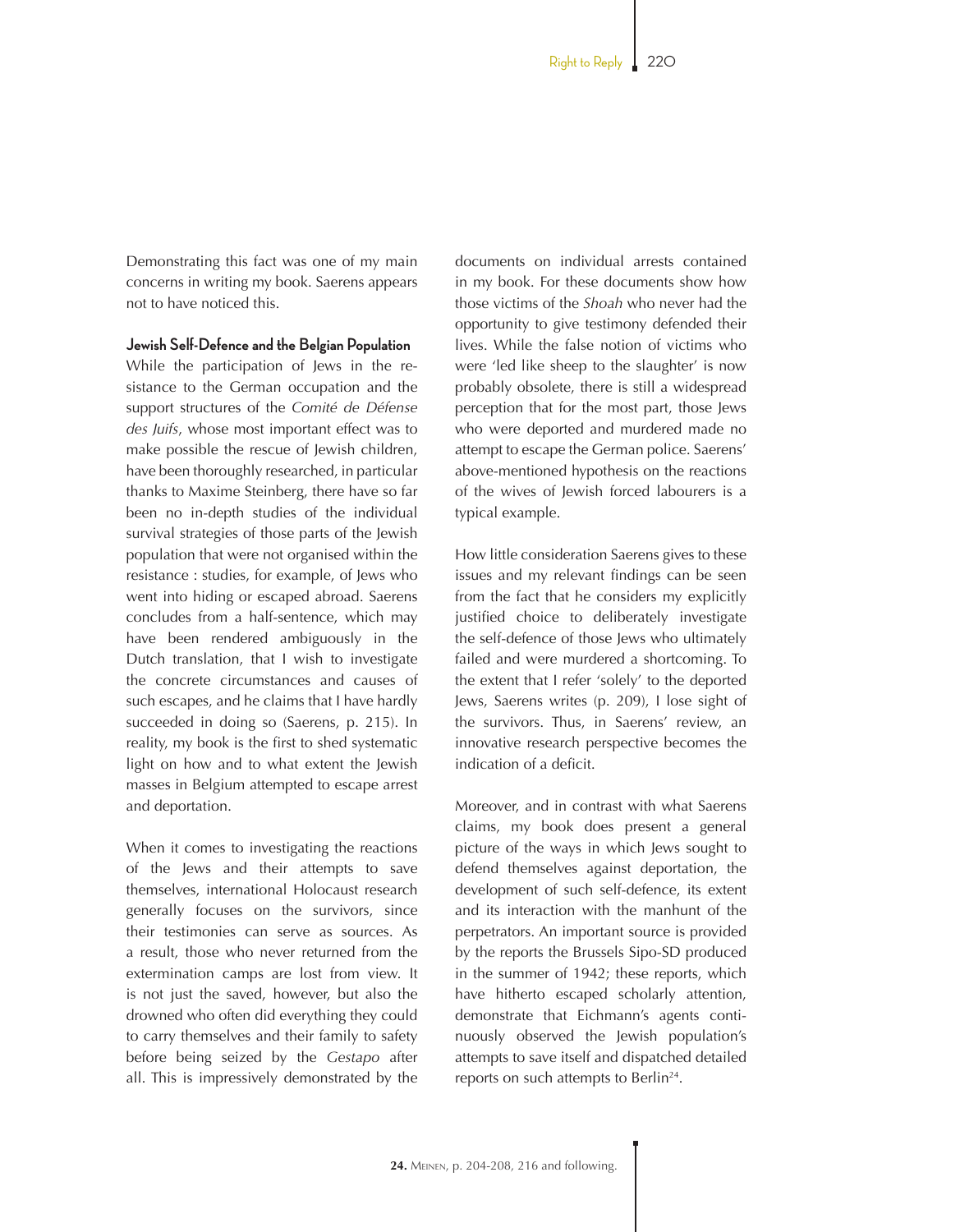Demonstrating this fact was one of my main concerns in writing my book. Saerens appears not to have noticed this.

**Jewish Self-Defence and the Belgian Population**

While the participation of Jews in the resistance to the German occupation and the support structures of the *Comité de Défense des Juifs*, whose most important effect was to make possible the rescue of Jewish children, have been thoroughly researched, in particular thanks to Maxime Steinberg, there have so far been no in-depth studies of the individual survival strategies of those parts of the Jewish population that were not organised within the resistance : studies, for example, of Jews who went into hiding or escaped abroad. Saerens concludes from a half-sentence, which may have been rendered ambiguously in the Dutch translation, that I wish to investigate the concrete circumstances and causes of such escapes, and he claims that I have hardly succeeded in doing so (Saerens, p. 215). In reality, my book is the first to shed systematic light on how and to what extent the Jewish masses in Belgium attempted to escape arrest and deportation.

When it comes to investigating the reactions of the Jews and their attempts to save themselves, international Holocaust research generally focuses on the survivors, since their testimonies can serve as sources. As a result, those who never returned from the extermination camps are lost from view. It is not just the saved, however, but also the drowned who often did everything they could to carry themselves and their family to safety before being seized by the *Gestapo* after all. This is impressively demonstrated by the documents on individual arrests contained in my book. For these documents show how those victims of the *Shoah* who never had the opportunity to give testimony defended their lives. While the false notion of victims who were 'led like sheep to the slaughter' is now probably obsolete, there is still a widespread perception that for the most part, those Jews who were deported and murdered made no attempt to escape the German police. Saerens' above-mentioned hypothesis on the reactions of the wives of Jewish forced labourers is a typical example.

How little consideration Saerens gives to these issues and my relevant findings can be seen from the fact that he considers my explicitly justified choice to deliberately investigate the self-defence of those Jews who ultimately failed and were murdered a shortcoming. To the extent that I refer 'solely' to the deported Jews, Saerens writes (p. 209), I lose sight of the survivors. Thus, in Saerens' review, an innovative research perspective becomes the indication of a deficit.

Moreover, and in contrast with what Saerens claims, my book does present a general picture of the ways in which Jews sought to defend themselves against deportation, the development of such self-defence, its extent and its interaction with the manhunt of the perpetrators. An important source is provided by the reports the Brussels Sipo-SD produced in the summer of 1942; these reports, which have hitherto escaped scholarly attention, demonstrate that Eichmann's agents continuously observed the Jewish population's attempts to save itself and dispatched detailed reports on such attempts to Berlin[24].

**24.** Meinen, p. 204-208, 216 and following.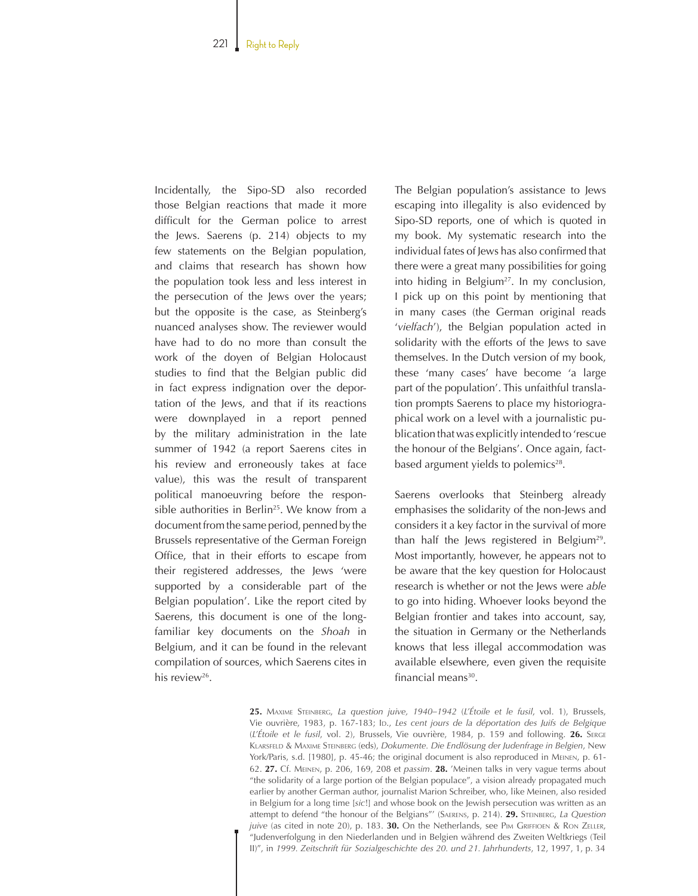Incidentally, the Sipo-SD also recorded those Belgian reactions that made it more difficult for the German police to arrest the Jews. Saerens (p. 214) objects to my few statements on the Belgian population, and claims that research has shown how the population took less and less interest in the persecution of the Jews over the years; but the opposite is the case, as Steinberg's nuanced analyses show. The reviewer would have had to do no more than consult the work of the doyen of Belgian Holocaust studies to find that the Belgian public did in fact express indignation over the deportation of the Jews, and that if its reactions were downplayed in a report penned by the military administration in the late summer of 1942 (a report Saerens cites in his review and erroneously takes at face value), this was the result of transparent political manoeuvring before the responsible authorities in Berlin[25]. We know from a document from the same period, penned by the Brussels representative of the German Foreign Office, that in their efforts to escape from their registered addresses, the Jews 'were supported by a considerable part of the Belgian population'. Like the report cited by Saerens, this document is one of the long-familiar key documents on the *Shoah* in Belgium, and it can be found in the relevant compilation of sources, which Saerens cites in his review[26].

The Belgian population's assistance to Jews escaping into illegality is also evidenced by Sipo-SD reports, one of which is quoted in my book. My systematic research into the individual fates of Jews has also confirmed that there were a great many possibilities for going into hiding in Belgium[27]. In my conclusion, I pick up on this point by mentioning that in many cases (the German original reads '*vielfach*'), the Belgian population acted in solidarity with the efforts of the Jews to save themselves. In the Dutch version of my book, these 'many cases' have become 'a large part of the population'. This unfaithful translation prompts Saerens to place my historiographical work on a level with a journalistic publication that was explicitly intended to 'rescue the honour of the Belgians'. Once again, fact-based argument yields to polemics[28].

Saerens overlooks that Steinberg already emphasises the solidarity of the non-Jews and considers it a key factor in the survival of more than half the Jews registered in Belgium[29]. Most importantly, however, he appears not to be aware that the key question for Holocaust research is whether or not the Jews were *able* to go into hiding. Whoever looks beyond the Belgian frontier and takes into account, say, the situation in Germany or the Netherlands knows that less illegal accommodation was available elsewhere, even given the requisite financial means[30].

**25.** Maxime Steinberg, *La question juive, 1940–1942* (*L'Étoile et le fusil*, vol. 1), Brussels, Vie ouvrière, 1983, p. 167-183; Id., *Les cent jours de la déportation des Juifs de Belgique* (*L'Étoile et le fusil*, vol. 2), Brussels, Vie ouvrière, 1984, p. 159 and following. **26.** Serge Klarsfeld & Maxime Steinberg (eds), *Dokumente. Die Endlösung der Judenfrage in Belgien*, New York/Paris, s.d. [1980], p. 45-46; the original document is also reproduced in Meinen, p. 61-62. **27.** Cf. Meinen, p. 206, 169, 208 et *passim*. **28.** 'Meinen talks in very vague terms about "the solidarity of a large portion of the Belgian populace", a vision already propagated much earlier by another German author, journalist Marion Schreiber, who, like Meinen, also resided in Belgium for a long time [*sic*!] and whose book on the Jewish persecution was written as an attempt to defend "the honour of the Belgians"' (Saerens, p. 214). **29.** Steinberg, *La Question juive* (as cited in note 20), p. 183. **30.** On the Netherlands, see Pim Griffioen & Ron Zeller, "Judenverfolgung in den Niederlanden und in Belgien während des Zweiten Weltkriegs (Teil II)", in *1999. Zeitschrift für Sozialgeschichte des 20. und 21. Jahrhunderts*, 12, 1997, 1, p. 34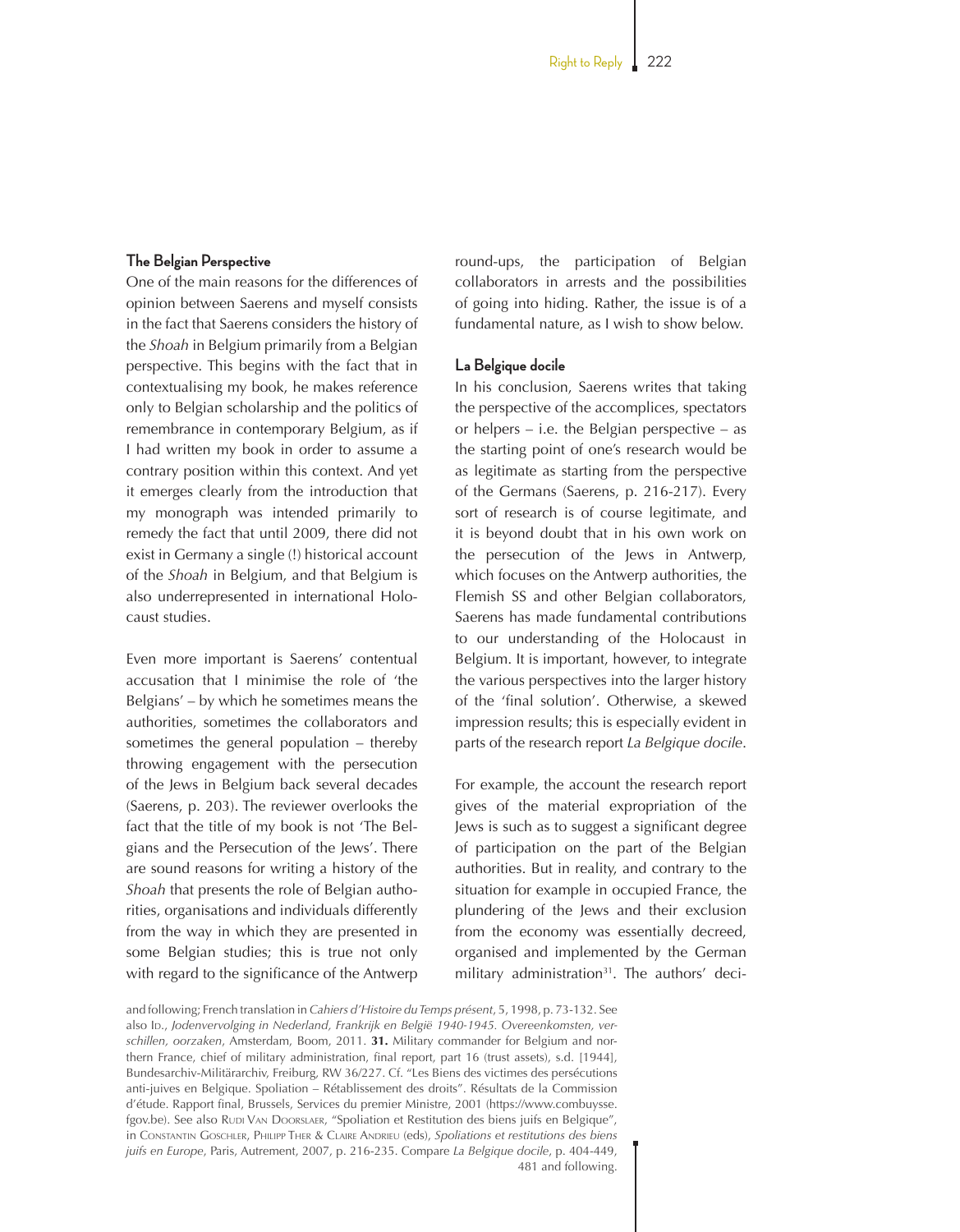### The Belgian Perspective

One of the main reasons for the differences of opinion between Saerens and myself consists in the fact that Saerens considers the history of the *Shoah* in Belgium primarily from a Belgian perspective. This begins with the fact that in contextualising my book, he makes reference only to Belgian scholarship and the politics of remembrance in contemporary Belgium, as if I had written my book in order to assume a contrary position within this context. And yet it emerges clearly from the introduction that my monograph was intended primarily to remedy the fact that until 2009, there did not exist in Germany a single (!) historical account of the *Shoah* in Belgium, and that Belgium is also underrepresented in international Holocaust studies.

Even more important is Saerens' contentual accusation that I minimise the role of 'the Belgians' – by which he sometimes means the authorities, sometimes the collaborators and sometimes the general population – thereby throwing engagement with the persecution of the Jews in Belgium back several decades (Saerens, p. 203). The reviewer overlooks the fact that the title of my book is not 'The Belgians and the Persecution of the Jews'. There are sound reasons for writing a history of the *Shoah* that presents the role of Belgian authorities, organisations and individuals differently from the way in which they are presented in some Belgian studies; this is true not only with regard to the significance of the Antwerp round-ups, the participation of Belgian collaborators in arrests and the possibilities of going into hiding. Rather, the issue is of a fundamental nature, as I wish to show below.

### La Belgique docile

In his conclusion, Saerens writes that taking the perspective of the accomplices, spectators or helpers – i.e. the Belgian perspective – as the starting point of one's research would be as legitimate as starting from the perspective of the Germans (Saerens, p. 216-217). Every sort of research is of course legitimate, and it is beyond doubt that in his own work on the persecution of the Jews in Antwerp, which focuses on the Antwerp authorities, the Flemish SS and other Belgian collaborators, Saerens has made fundamental contributions to our understanding of the Holocaust in Belgium. It is important, however, to integrate the various perspectives into the larger history of the 'final solution'. Otherwise, a skewed impression results; this is especially evident in parts of the research report *La Belgique docile*.

For example, the account the research report gives of the material expropriation of the Jews is such as to suggest a significant degree of participation on the part of the Belgian authorities. But in reality, and contrary to the situation for example in occupied France, the plundering of the Jews and their exclusion from the economy was essentially decreed, organised and implemented by the German military administration[31]. The authors' deci-

and following; French translation in *Cahiers d'Histoire du Temps présent*, 5, 1998, p. 73-132. See also Id., *Jodenvervolging in Nederland, Frankrijk en België 1940-1945. Overeenkomsten, verschillen, oorzaken*, Amsterdam, Boom, 2011. **31.** Military commander for Belgium and northern France, chief of military administration, final report, part 16 (trust assets), s.d. [1944], Bundesarchiv-Militärarchiv, Freiburg, RW 36/227. Cf. "Les Biens des victimes des persécutions anti-juives en Belgique. Spoliation – Rétablissement des droits". Résultats de la Commission d'étude. Rapport final, Brussels, Services du premier Ministre, 2001 (https://www.combuysse.fgov.be). See also Rudi Van Doorslaer, "Spoliation et Restitution des biens juifs en Belgique", in Constantin Goschler, Philipp Ther & Claire Andrieu (eds), *Spoliations et restitutions des biens juifs en Europe*, Paris, Autrement, 2007, p. 216-235. Compare *La Belgique docile*, p. 404-449, 481 and following.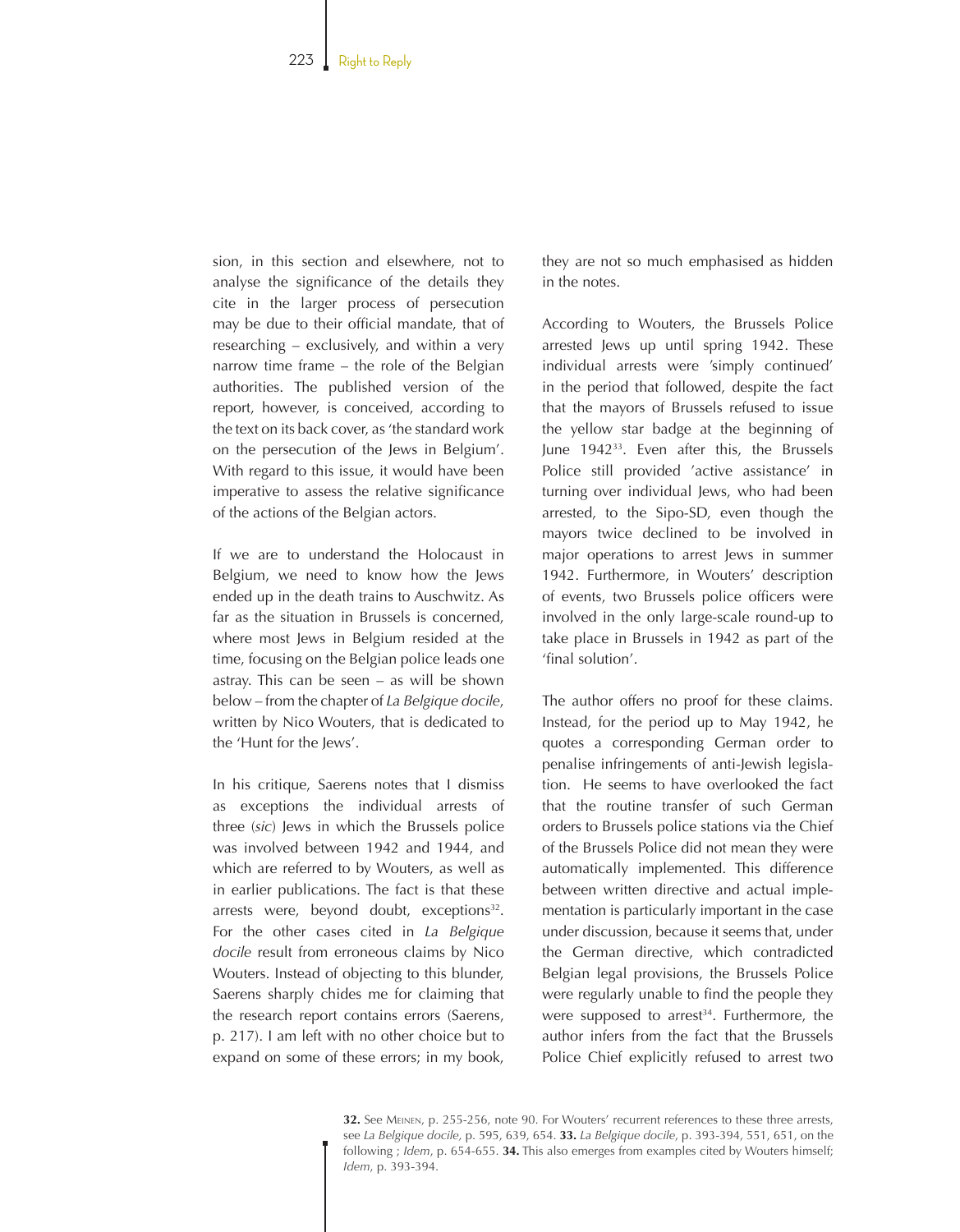sion, in this section and elsewhere, not to analyse the significance of the details they cite in the larger process of persecution may be due to their official mandate, that of researching – exclusively, and within a very narrow time frame – the role of the Belgian authorities. The published version of the report, however, is conceived, according to the text on its back cover, as 'the standard work on the persecution of the Jews in Belgium'. With regard to this issue, it would have been imperative to assess the relative significance of the actions of the Belgian actors.

If we are to understand the Holocaust in Belgium, we need to know how the Jews ended up in the death trains to Auschwitz. As far as the situation in Brussels is concerned, where most Jews in Belgium resided at the time, focusing on the Belgian police leads one astray. This can be seen – as will be shown below – from the chapter of *La Belgique docile*, written by Nico Wouters, that is dedicated to the 'Hunt for the Jews'.

In his critique, Saerens notes that I dismiss as exceptions the individual arrests of three (*sic*) Jews in which the Brussels police was involved between 1942 and 1944, and which are referred to by Wouters, as well as in earlier publications. The fact is that these arrests were, beyond doubt, exceptions[32]. For the other cases cited in *La Belgique docile* result from erroneous claims by Nico Wouters. Instead of objecting to this blunder, Saerens sharply chides me for claiming that the research report contains errors (Saerens, p. 217). I am left with no other choice but to expand on some of these errors; in my book, they are not so much emphasised as hidden in the notes.

According to Wouters, the Brussels Police arrested Jews up until spring 1942. These individual arrests were 'simply continued' in the period that followed, despite the fact that the mayors of Brussels refused to issue the yellow star badge at the beginning of June 1942[33]. Even after this, the Brussels Police still provided 'active assistance' in turning over individual Jews, who had been arrested, to the Sipo-SD, even though the mayors twice declined to be involved in major operations to arrest Jews in summer 1942. Furthermore, in Wouters' description of events, two Brussels police officers were involved in the only large-scale round-up to take place in Brussels in 1942 as part of the 'final solution'.

The author offers no proof for these claims. Instead, for the period up to May 1942, he quotes a corresponding German order to penalise infringements of anti-Jewish legislation. He seems to have overlooked the fact that the routine transfer of such German orders to Brussels police stations via the Chief of the Brussels Police did not mean they were automatically implemented. This difference between written directive and actual implementation is particularly important in the case under discussion, because it seems that, under the German directive, which contradicted Belgian legal provisions, the Brussels Police were regularly unable to find the people they were supposed to arrest[34]. Furthermore, the author infers from the fact that the Brussels Police Chief explicitly refused to arrest two

**32.** See Meinen, p. 255-256, note 90. For Wouters' recurrent references to these three arrests, see *La Belgique docile*, p. 595, 639, 654. **33.** *La Belgique docile*, p. 393-394, 551, 651, on the following ; *Idem*, p. 654-655. **34.** This also emerges from examples cited by Wouters himself; *Idem*, p. 393-394.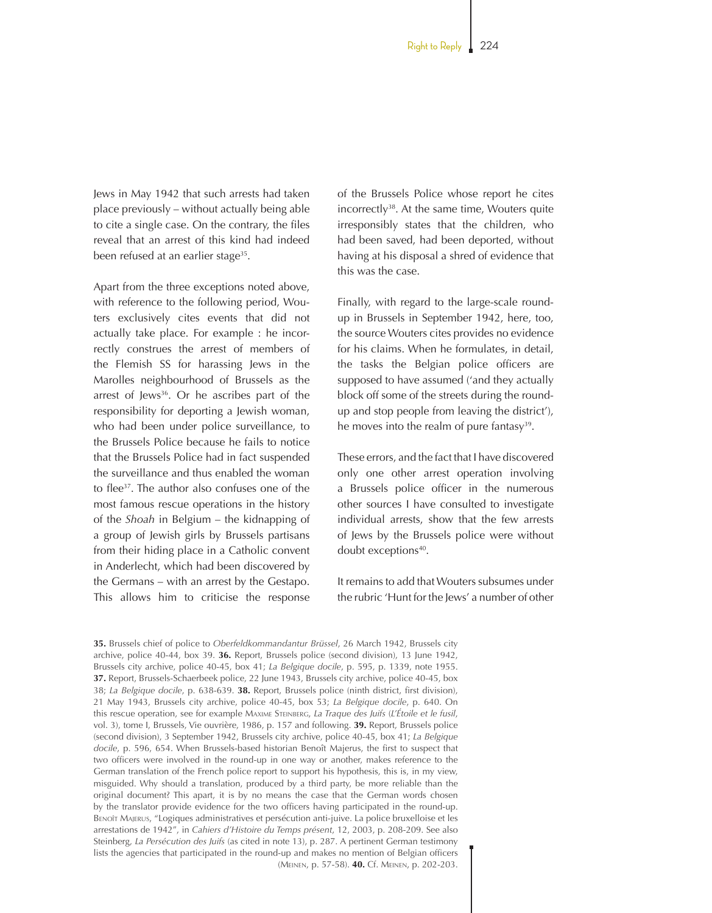Jews in May 1942 that such arrests had taken place previously – without actually being able to cite a single case. On the contrary, the files reveal that an arrest of this kind had indeed been refused at an earlier stage[35].

Apart from the three exceptions noted above, with reference to the following period, Wouters exclusively cites events that did not actually take place. For example : he incorrectly construes the arrest of members of the Flemish SS for harassing Jews in the Marolles neighbourhood of Brussels as the arrest of Jews[36]. Or he ascribes part of the responsibility for deporting a Jewish woman, who had been under police surveillance, to the Brussels Police because he fails to notice that the Brussels Police had in fact suspended the surveillance and thus enabled the woman to flee[37]. The author also confuses one of the most famous rescue operations in the history of the *Shoah* in Belgium – the kidnapping of a group of Jewish girls by Brussels partisans from their hiding place in a Catholic convent in Anderlecht, which had been discovered by the Germans – with an arrest by the Gestapo. This allows him to criticise the response of the Brussels Police whose report he cites incorrectly[38]. At the same time, Wouters quite irresponsibly states that the children, who had been saved, had been deported, without having at his disposal a shred of evidence that this was the case.

Finally, with regard to the large-scale round-up in Brussels in September 1942, here, too, the source Wouters cites provides no evidence for his claims. When he formulates, in detail, the tasks the Belgian police officers are supposed to have assumed ('and they actually block off some of the streets during the round-up and stop people from leaving the district'), he moves into the realm of pure fantasy[39].

These errors, and the fact that I have discovered only one other arrest operation involving a Brussels police officer in the numerous other sources I have consulted to investigate individual arrests, show that the few arrests of Jews by the Brussels police were without doubt exceptions[40].

It remains to add that Wouters subsumes under the rubric 'Hunt for the Jews' a number of other

**35.** Brussels chief of police to *Oberfeldkommandantur Brüssel*, 26 March 1942, Brussels city archive, police 40-44, box 39. **36.** Report, Brussels police (second division), 13 June 1942, Brussels city archive, police 40-45, box 41; *La Belgique docile*, p. 595, p. 1339, note 1955. **37.** Report, Brussels-Schaerbeek police, 22 June 1943, Brussels city archive, police 40-45, box 38; *La Belgique docile*, p. 638-639. **38.** Report, Brussels police (ninth district, first division), 21 May 1943, Brussels city archive, police 40-45, box 53; *La Belgique docile*, p. 640. On this rescue operation, see for example Maxime Steinberg, *La Traque des Juifs* (*L'Étoile et le fusil*, vol. 3), tome I, Brussels, Vie ouvrière, 1986, p. 157 and following. **39.** Report, Brussels police (second division), 3 September 1942, Brussels city archive, police 40-45, box 41; *La Belgique docile*, p. 596, 654. When Brussels-based historian Benoît Majerus, the first to suspect that two officers were involved in the round-up in one way or another, makes reference to the German translation of the French police report to support his hypothesis, this is, in my view, misguided. Why should a translation, produced by a third party, be more reliable than the original document? This apart, it is by no means the case that the German words chosen by the translator provide evidence for the two officers having participated in the round-up. Benoît Majerus, "Logiques administratives et persécution anti-juive. La police bruxelloise et les arrestations de 1942", in *Cahiers d'Histoire du Temps présent*, 12, 2003, p. 208-209. See also Steinberg, *La Persécution des Juifs* (as cited in note 13), p. 287. A pertinent German testimony lists the agencies that participated in the round-up and makes no mention of Belgian officers (Meinen, p. 57-58). **40.** Cf. Meinen, p. 202-203.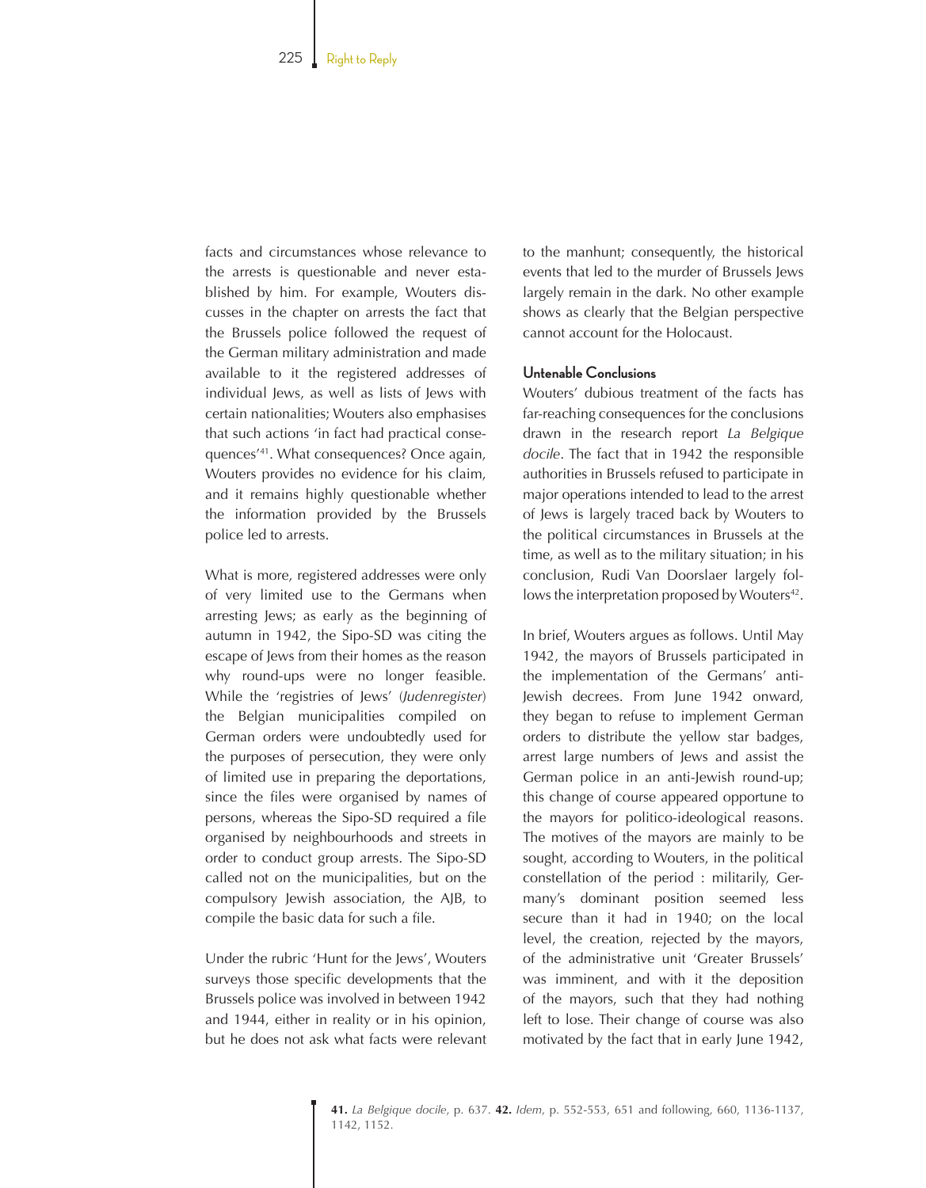facts and circumstances whose relevance to the arrests is questionable and never established by him. For example, Wouters discusses in the chapter on arrests the fact that the Brussels police followed the request of the German military administration and made available to it the registered addresses of individual Jews, as well as lists of Jews with certain nationalities; Wouters also emphasises that such actions 'in fact had practical consequences'[41]. What consequences? Once again, Wouters provides no evidence for his claim, and it remains highly questionable whether the information provided by the Brussels police led to arrests.

What is more, registered addresses were only of very limited use to the Germans when arresting Jews; as early as the beginning of autumn in 1942, the Sipo-SD was citing the escape of Jews from their homes as the reason why round-ups were no longer feasible. While the 'registries of Jews' (*Judenregister*) the Belgian municipalities compiled on German orders were undoubtedly used for the purposes of persecution, they were only of limited use in preparing the deportations, since the files were organised by names of persons, whereas the Sipo-SD required a file organised by neighbourhoods and streets in order to conduct group arrests. The Sipo-SD called not on the municipalities, but on the compulsory Jewish association, the AJB, to compile the basic data for such a file.

Under the rubric 'Hunt for the Jews', Wouters surveys those specific developments that the Brussels police was involved in between 1942 and 1944, either in reality or in his opinion, but he does not ask what facts were relevant to the manhunt; consequently, the historical events that led to the murder of Brussels Jews largely remain in the dark. No other example shows as clearly that the Belgian perspective cannot account for the Holocaust.

#### Untenable Conclusions

Wouters' dubious treatment of the facts has far-reaching consequences for the conclusions drawn in the research report *La Belgique docile*. The fact that in 1942 the responsible authorities in Brussels refused to participate in major operations intended to lead to the arrest of Jews is largely traced back by Wouters to the political circumstances in Brussels at the time, as well as to the military situation; in his conclusion, Rudi Van Doorslaer largely follows the interpretation proposed by Wouters[42].

In brief, Wouters argues as follows. Until May 1942, the mayors of Brussels participated in the implementation of the Germans' anti-Jewish decrees. From June 1942 onward, they began to refuse to implement German orders to distribute the yellow star badges, arrest large numbers of Jews and assist the German police in an anti-Jewish round-up; this change of course appeared opportune to the mayors for politico-ideological reasons. The motives of the mayors are mainly to be sought, according to Wouters, in the political constellation of the period : militarily, Germany's dominant position seemed less secure than it had in 1940; on the local level, the creation, rejected by the mayors, of the administrative unit 'Greater Brussels' was imminent, and with it the deposition of the mayors, such that they had nothing left to lose. Their change of course was also motivated by the fact that in early June 1942,

**41.** *La Belgique docile*, p. 637. **42.** *Idem*, p. 552-553, 651 and following, 660, 1136-1137, 1142, 1152.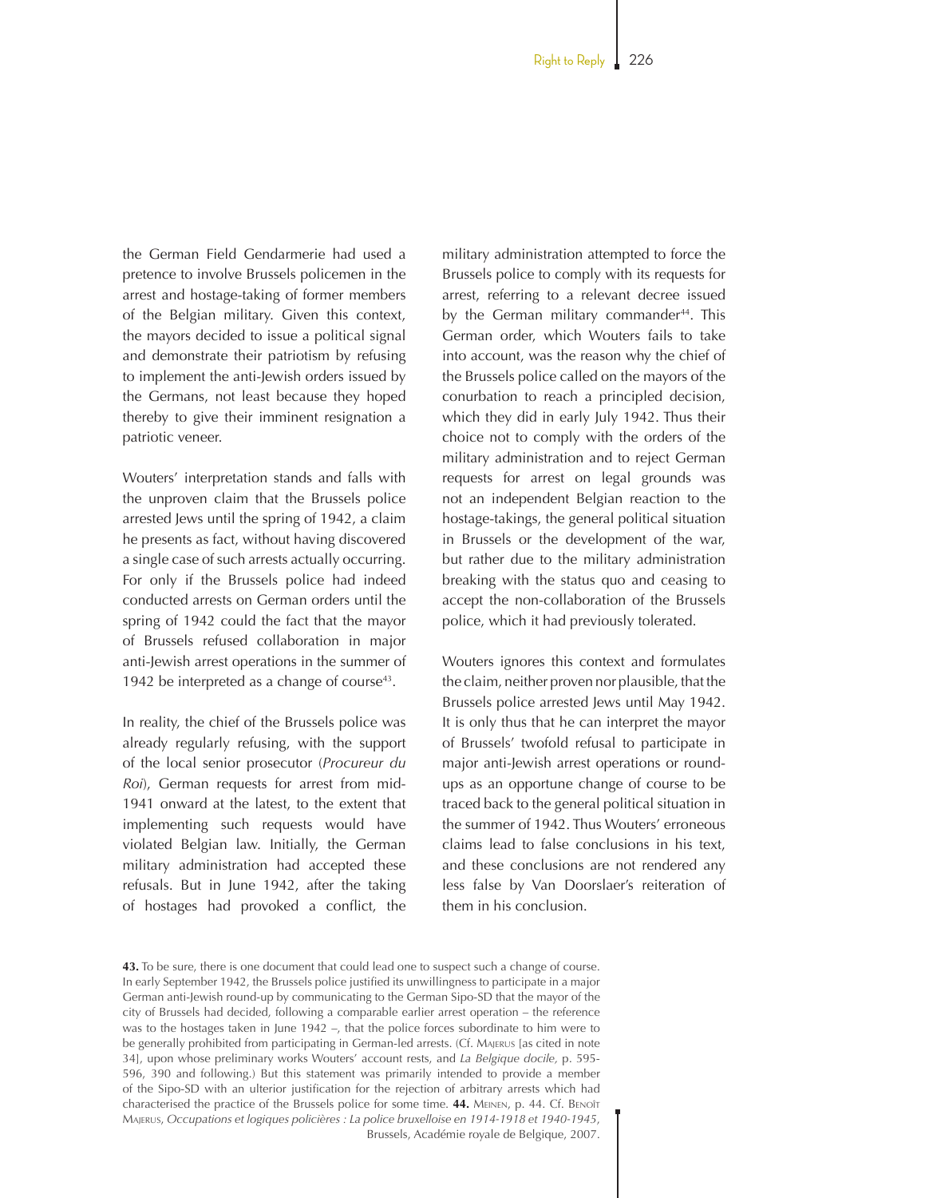the German Field Gendarmerie had used a pretence to involve Brussels policemen in the arrest and hostage-taking of former members of the Belgian military. Given this context, the mayors decided to issue a political signal and demonstrate their patriotism by refusing to implement the anti-Jewish orders issued by the Germans, not least because they hoped thereby to give their imminent resignation a patriotic veneer.

Wouters' interpretation stands and falls with the unproven claim that the Brussels police arrested Jews until the spring of 1942, a claim he presents as fact, without having discovered a single case of such arrests actually occurring. For only if the Brussels police had indeed conducted arrests on German orders until the spring of 1942 could the fact that the mayor of Brussels refused collaboration in major anti-Jewish arrest operations in the summer of 1942 be interpreted as a change of course[43].

In reality, the chief of the Brussels police was already regularly refusing, with the support of the local senior prosecutor (*Procureur du Roi*), German requests for arrest from mid-1941 onward at the latest, to the extent that implementing such requests would have violated Belgian law. Initially, the German military administration had accepted these refusals. But in June 1942, after the taking of hostages had provoked a conflict, the military administration attempted to force the Brussels police to comply with its requests for arrest, referring to a relevant decree issued by the German military commander[44]. This German order, which Wouters fails to take into account, was the reason why the chief of the Brussels police called on the mayors of the conurbation to reach a principled decision, which they did in early July 1942. Thus their choice not to comply with the orders of the military administration and to reject German requests for arrest on legal grounds was not an independent Belgian reaction to the hostage-takings, the general political situation in Brussels or the development of the war, but rather due to the military administration breaking with the status quo and ceasing to accept the non-collaboration of the Brussels police, which it had previously tolerated.

Wouters ignores this context and formulates the claim, neither proven nor plausible, that the Brussels police arrested Jews until May 1942. It is only thus that he can interpret the mayor of Brussels' twofold refusal to participate in major anti-Jewish arrest operations or round-ups as an opportune change of course to be traced back to the general political situation in the summer of 1942. Thus Wouters' erroneous claims lead to false conclusions in his text, and these conclusions are not rendered any less false by Van Doorslaer's reiteration of them in his conclusion.

**43.** To be sure, there is one document that could lead one to suspect such a change of course. In early September 1942, the Brussels police justified its unwillingness to participate in a major German anti-Jewish round-up by communicating to the German Sipo-SD that the mayor of the city of Brussels had decided, following a comparable earlier arrest operation – the reference was to the hostages taken in June 1942 –, that the police forces subordinate to him were to be generally prohibited from participating in German-led arrests. (Cf. Majerus [as cited in note 34], upon whose preliminary works Wouters' account rests, and *La Belgique docile*, p. 595-596, 390 and following.) But this statement was primarily intended to provide a member of the Sipo-SD with an ulterior justification for the rejection of arbitrary arrests which had characterised the practice of the Brussels police for some time. **44.** Meinen, p. 44. Cf. Benoît Majerus, *Occupations et logiques policières : La police bruxelloise en 1914-1918 et 1940-1945*, Brussels, Académie royale de Belgique, 2007.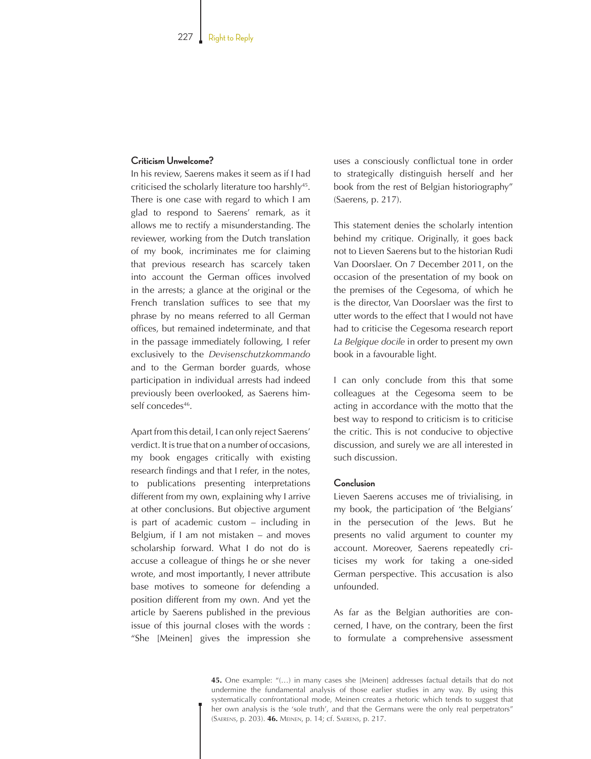### Criticism Unwelcome?

In his review, Saerens makes it seem as if I had criticised the scholarly literature too harshly[45]. There is one case with regard to which I am glad to respond to Saerens' remark, as it allows me to rectify a misunderstanding. The reviewer, working from the Dutch translation of my book, incriminates me for claiming that previous research has scarcely taken into account the German offices involved in the arrests; a glance at the original or the French translation suffices to see that my phrase by no means referred to all German offices, but remained indeterminate, and that in the passage immediately following, I refer exclusively to the *Devisenschutzkommando* and to the German border guards, whose participation in individual arrests had indeed previously been overlooked, as Saerens himself concedes[46].

Apart from this detail, I can only reject Saerens' verdict. It is true that on a number of occasions, my book engages critically with existing research findings and that I refer, in the notes, to publications presenting interpretations different from my own, explaining why I arrive at other conclusions. But objective argument is part of academic custom – including in Belgium, if I am not mistaken – and moves scholarship forward. What I do not do is accuse a colleague of things he or she never wrote, and most importantly, I never attribute base motives to someone for defending a position different from my own. And yet the article by Saerens published in the previous issue of this journal closes with the words : "She [Meinen] gives the impression she uses a consciously conflictual tone in order to strategically distinguish herself and her book from the rest of Belgian historiography" (Saerens, p. 217).

This statement denies the scholarly intention behind my critique. Originally, it goes back not to Lieven Saerens but to the historian Rudi Van Doorslaer. On 7 December 2011, on the occasion of the presentation of my book on the premises of the Cegesoma, of which he is the director, Van Doorslaer was the first to utter words to the effect that I would not have had to criticise the Cegesoma research report *La Belgique docile* in order to present my own book in a favourable light.

I can only conclude from this that some colleagues at the Cegesoma seem to be acting in accordance with the motto that the best way to respond to criticism is to criticise the critic. This is not conducive to objective discussion, and surely we are all interested in such discussion.

### Conclusion

Lieven Saerens accuses me of trivialising, in my book, the participation of 'the Belgians' in the persecution of the Jews. But he presents no valid argument to counter my account. Moreover, Saerens repeatedly criticises my work for taking a one-sided German perspective. This accusation is also unfounded.

As far as the Belgian authorities are concerned, I have, on the contrary, been the first to formulate a comprehensive assessment

---

**45.** One example: "(…) in many cases she [Meinen] addresses factual details that do not undermine the fundamental analysis of those earlier studies in any way. By using this systematically confrontational mode, Meinen creates a rhetoric which tends to suggest that her own analysis is the 'sole truth', and that the Germans were the only real perpetrators" (Saerens, p. 203). **46.** Meinen, p. 14; cf. Saerens, p. 217.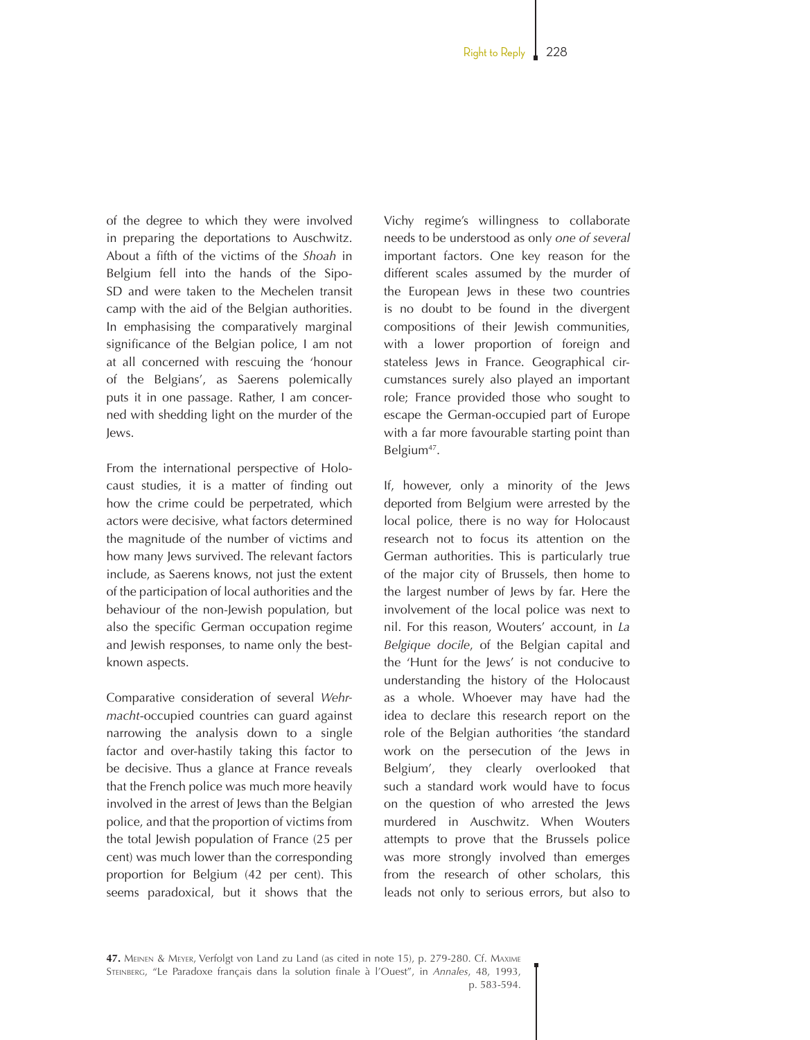of the degree to which they were involved in preparing the deportations to Auschwitz. About a fifth of the victims of the *Shoah* in Belgium fell into the hands of the Sipo-SD and were taken to the Mechelen transit camp with the aid of the Belgian authorities. In emphasising the comparatively marginal significance of the Belgian police, I am not at all concerned with rescuing the 'honour of the Belgians', as Saerens polemically puts it in one passage. Rather, I am concerned with shedding light on the murder of the Jews.

From the international perspective of Holocaust studies, it is a matter of finding out how the crime could be perpetrated, which actors were decisive, what factors determined the magnitude of the number of victims and how many Jews survived. The relevant factors include, as Saerens knows, not just the extent of the participation of local authorities and the behaviour of the non-Jewish population, but also the specific German occupation regime and Jewish responses, to name only the best-known aspects.

Comparative consideration of several *Wehrmacht*-occupied countries can guard against narrowing the analysis down to a single factor and over-hastily taking this factor to be decisive. Thus a glance at France reveals that the French police was much more heavily involved in the arrest of Jews than the Belgian police, and that the proportion of victims from the total Jewish population of France (25 per cent) was much lower than the corresponding proportion for Belgium (42 per cent). This seems paradoxical, but it shows that the Vichy regime's willingness to collaborate needs to be understood as only *one of several* important factors. One key reason for the different scales assumed by the murder of the European Jews in these two countries is no doubt to be found in the divergent compositions of their Jewish communities, with a lower proportion of foreign and stateless Jews in France. Geographical circumstances surely also played an important role; France provided those who sought to escape the German-occupied part of Europe with a far more favourable starting point than Belgium[47].

If, however, only a minority of the Jews deported from Belgium were arrested by the local police, there is no way for Holocaust research not to focus its attention on the German authorities. This is particularly true of the major city of Brussels, then home to the largest number of Jews by far. Here the involvement of the local police was next to nil. For this reason, Wouters' account, in *La Belgique docile*, of the Belgian capital and the 'Hunt for the Jews' is not conducive to understanding the history of the Holocaust as a whole. Whoever may have had the idea to declare this research report on the role of the Belgian authorities 'the standard work on the persecution of the Jews in Belgium', they clearly overlooked that such a standard work would have to focus on the question of who arrested the Jews murdered in Auschwitz. When Wouters attempts to prove that the Brussels police was more strongly involved than emerges from the research of other scholars, this leads not only to serious errors, but also to

---

**47.** Meinen & Meyer, Verfolgt von Land zu Land (as cited in note 15), p. 279-280. Cf. Maxime Steinberg, "Le Paradoxe français dans la solution finale à l'Ouest", in *Annales*, 48, 1993, p. 583-594.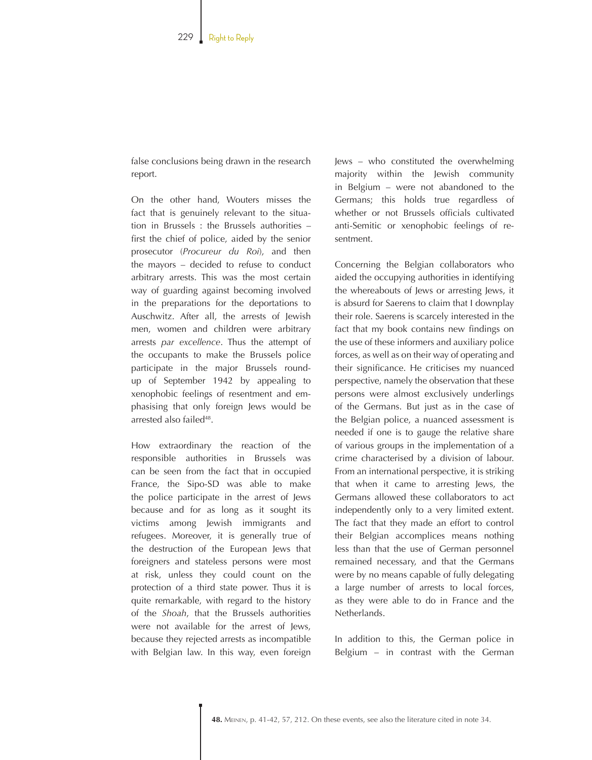false conclusions being drawn in the research report.

On the other hand, Wouters misses the fact that is genuinely relevant to the situation in Brussels : the Brussels authorities – first the chief of police, aided by the senior prosecutor (*Procureur du Roi*), and then the mayors – decided to refuse to conduct arbitrary arrests. This was the most certain way of guarding against becoming involved in the preparations for the deportations to Auschwitz. After all, the arrests of Jewish men, women and children were arbitrary arrests *par excellence*. Thus the attempt of the occupants to make the Brussels police participate in the major Brussels round-up of September 1942 by appealing to xenophobic feelings of resentment and emphasising that only foreign Jews would be arrested also failed[48].

How extraordinary the reaction of the responsible authorities in Brussels was can be seen from the fact that in occupied France, the Sipo-SD was able to make the police participate in the arrest of Jews because and for as long as it sought its victims among Jewish immigrants and refugees. Moreover, it is generally true of the destruction of the European Jews that foreigners and stateless persons were most at risk, unless they could count on the protection of a third state power. Thus it is quite remarkable, with regard to the history of the *Shoah*, that the Brussels authorities were not available for the arrest of Jews, because they rejected arrests as incompatible with Belgian law. In this way, even foreign Jews – who constituted the overwhelming majority within the Jewish community in Belgium – were not abandoned to the Germans; this holds true regardless of whether or not Brussels officials cultivated anti-Semitic or xenophobic feelings of resentment.

Concerning the Belgian collaborators who aided the occupying authorities in identifying the whereabouts of Jews or arresting Jews, it is absurd for Saerens to claim that I downplay their role. Saerens is scarcely interested in the fact that my book contains new findings on the use of these informers and auxiliary police forces, as well as on their way of operating and their significance. He criticises my nuanced perspective, namely the observation that these persons were almost exclusively underlings of the Germans. But just as in the case of the Belgian police, a nuanced assessment is needed if one is to gauge the relative share of various groups in the implementation of a crime characterised by a division of labour. From an international perspective, it is striking that when it came to arresting Jews, the Germans allowed these collaborators to act independently only to a very limited extent. The fact that they made an effort to control their Belgian accomplices means nothing less than that the use of German personnel remained necessary, and that the Germans were by no means capable of fully delegating a large number of arrests to local forces, as they were able to do in France and the Netherlands.

In addition to this, the German police in Belgium – in contrast with the German

**48.** Meinen, p. 41-42, 57, 212. On these events, see also the literature cited in note 34.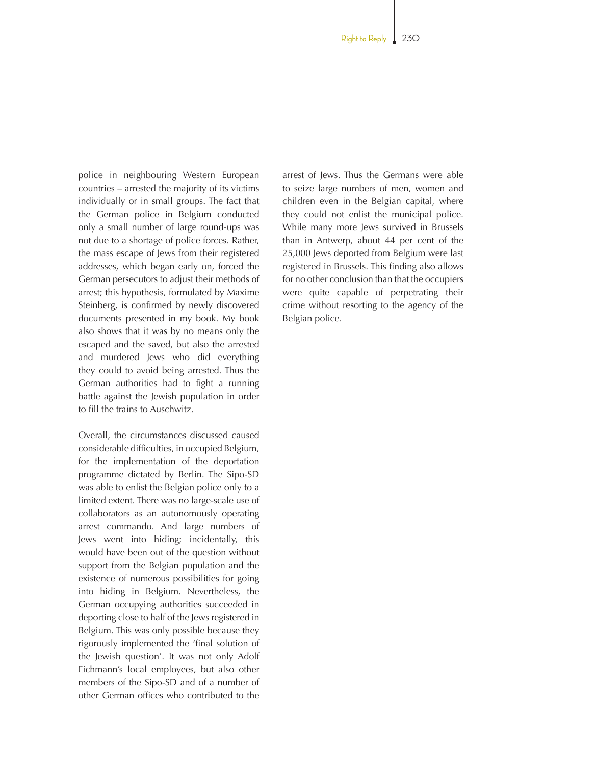police in neighbouring Western European countries – arrested the majority of its victims individually or in small groups. The fact that the German police in Belgium conducted only a small number of large round-ups was not due to a shortage of police forces. Rather, the mass escape of Jews from their registered addresses, which began early on, forced the German persecutors to adjust their methods of arrest; this hypothesis, formulated by Maxime Steinberg, is confirmed by newly discovered documents presented in my book. My book also shows that it was by no means only the escaped and the saved, but also the arrested and murdered Jews who did everything they could to avoid being arrested. Thus the German authorities had to fight a running battle against the Jewish population in order to fill the trains to Auschwitz.

Overall, the circumstances discussed caused considerable difficulties, in occupied Belgium, for the implementation of the deportation programme dictated by Berlin. The Sipo-SD was able to enlist the Belgian police only to a limited extent. There was no large-scale use of collaborators as an autonomously operating arrest commando. And large numbers of Jews went into hiding; incidentally, this would have been out of the question without support from the Belgian population and the existence of numerous possibilities for going into hiding in Belgium. Nevertheless, the German occupying authorities succeeded in deporting close to half of the Jews registered in Belgium. This was only possible because they rigorously implemented the 'final solution of the Jewish question'. It was not only Adolf Eichmann's local employees, but also other members of the Sipo-SD and of a number of other German offices who contributed to the arrest of Jews. Thus the Germans were able to seize large numbers of men, women and children even in the Belgian capital, where they could not enlist the municipal police. While many more Jews survived in Brussels than in Antwerp, about 44 per cent of the 25,000 Jews deported from Belgium were last registered in Brussels. This finding also allows for no other conclusion than that the occupiers were quite capable of perpetrating their crime without resorting to the agency of the Belgian police.